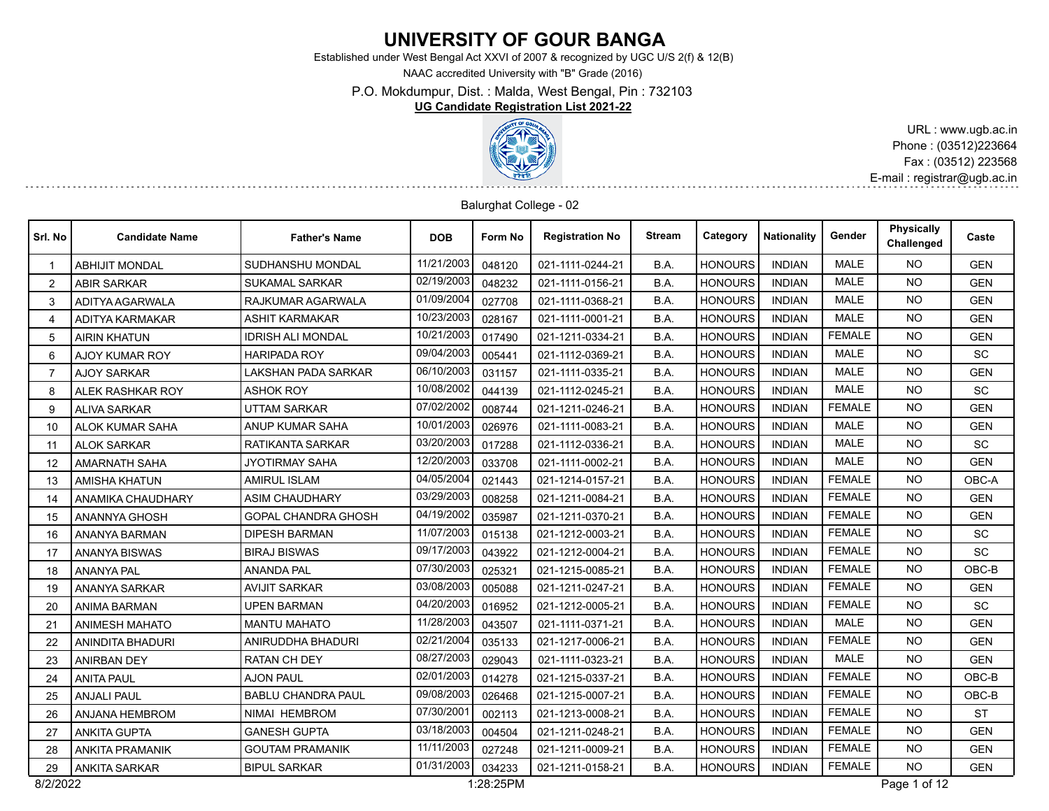# UNIVERSITY OF GOUR BANGA

Established under West Bengal Act XXVI of 2007 & recognized by UGC U/S 2(f) & 12(B)

NAAC accredited University with "B" Grade (2016)

P.O. Mokdumpur, Dist. : Malda, West Bengal, Pin : 732103

**UG Candidate Registration List 2021-22**

URL : www.ugb.ac.in
Phone : (03512)223664
Fax : (03512) 223568
E-mail : registrar@ugb.ac.in

Balurghat College - 02

| Srl. No | Candidate Name | Father's Name | DOB | Form No | Registration No | Stream | Category | Nationality | Gender | Physically Challenged | Caste |
|---|---|---|---|---|---|---|---|---|---|---|---|
| 1 | ABHIJIT MONDAL | SUDHANSHU MONDAL | 11/21/2003 | 048120 | 021-1111-0244-21 | B.A. | HONOURS | INDIAN | MALE | NO | GEN |
| 2 | ABIR SARKAR | SUKAMAL SARKAR | 02/19/2003 | 048232 | 021-1111-0156-21 | B.A. | HONOURS | INDIAN | MALE | NO | GEN |
| 3 | ADITYA AGARWALA | RAJKUMAR AGARWALA | 01/09/2004 | 027708 | 021-1111-0368-21 | B.A. | HONOURS | INDIAN | MALE | NO | GEN |
| 4 | ADITYA KARMAKAR | ASHIT KARMAKAR | 10/23/2003 | 028167 | 021-1111-0001-21 | B.A. | HONOURS | INDIAN | MALE | NO | GEN |
| 5 | AIRIN KHATUN | IDRISH ALI MONDAL | 10/21/2003 | 017490 | 021-1211-0334-21 | B.A. | HONOURS | INDIAN | FEMALE | NO | GEN |
| 6 | AJOY KUMAR ROY | HARIPADA ROY | 09/04/2003 | 005441 | 021-1112-0369-21 | B.A. | HONOURS | INDIAN | MALE | NO | SC |
| 7 | AJOY SARKAR | LAKSHAN PADA SARKAR | 06/10/2003 | 031157 | 021-1111-0335-21 | B.A. | HONOURS | INDIAN | MALE | NO | GEN |
| 8 | ALEK RASHKAR ROY | ASHOK ROY | 10/08/2002 | 044139 | 021-1112-0245-21 | B.A. | HONOURS | INDIAN | MALE | NO | SC |
| 9 | ALIVA SARKAR | UTTAM SARKAR | 07/02/2002 | 008744 | 021-1211-0246-21 | B.A. | HONOURS | INDIAN | FEMALE | NO | GEN |
| 10 | ALOK KUMAR SAHA | ANUP KUMAR SAHA | 10/01/2003 | 026976 | 021-1111-0083-21 | B.A. | HONOURS | INDIAN | MALE | NO | GEN |
| 11 | ALOK SARKAR | RATIKANTA SARKAR | 03/20/2003 | 017288 | 021-1112-0336-21 | B.A. | HONOURS | INDIAN | MALE | NO | SC |
| 12 | AMARNATH SAHA | JYOTIRMAY SAHA | 12/20/2003 | 033708 | 021-1111-0002-21 | B.A. | HONOURS | INDIAN | MALE | NO | GEN |
| 13 | AMISHA KHATUN | AMIRUL ISLAM | 04/05/2004 | 021443 | 021-1214-0157-21 | B.A. | HONOURS | INDIAN | FEMALE | NO | OBC-A |
| 14 | ANAMIKA CHAUDHARY | ASIM CHAUDHARY | 03/29/2003 | 008258 | 021-1211-0084-21 | B.A. | HONOURS | INDIAN | FEMALE | NO | GEN |
| 15 | ANANNYA GHOSH | GOPAL CHANDRA GHOSH | 04/19/2002 | 035987 | 021-1211-0370-21 | B.A. | HONOURS | INDIAN | FEMALE | NO | GEN |
| 16 | ANANYA BARMAN | DIPESH BARMAN | 11/07/2003 | 015138 | 021-1212-0003-21 | B.A. | HONOURS | INDIAN | FEMALE | NO | SC |
| 17 | ANANYA BISWAS | BIRAJ BISWAS | 09/17/2003 | 043922 | 021-1212-0004-21 | B.A. | HONOURS | INDIAN | FEMALE | NO | SC |
| 18 | ANANYA PAL | ANANDA PAL | 07/30/2003 | 025321 | 021-1215-0085-21 | B.A. | HONOURS | INDIAN | FEMALE | NO | OBC-B |
| 19 | ANANYA SARKAR | AVIJIT SARKAR | 03/08/2003 | 005088 | 021-1211-0247-21 | B.A. | HONOURS | INDIAN | FEMALE | NO | GEN |
| 20 | ANIMA BARMAN | UPEN BARMAN | 04/20/2003 | 016952 | 021-1212-0005-21 | B.A. | HONOURS | INDIAN | FEMALE | NO | SC |
| 21 | ANIMESH MAHATO | MANTU MAHATO | 11/28/2003 | 043507 | 021-1111-0371-21 | B.A. | HONOURS | INDIAN | MALE | NO | GEN |
| 22 | ANINDITA BHADURI | ANIRUDDHA BHADURI | 02/21/2004 | 035133 | 021-1217-0006-21 | B.A. | HONOURS | INDIAN | FEMALE | NO | GEN |
| 23 | ANIRBAN DEY | RATAN CH DEY | 08/27/2003 | 029043 | 021-1111-0323-21 | B.A. | HONOURS | INDIAN | MALE | NO | GEN |
| 24 | ANITA PAUL | AJON PAUL | 02/01/2003 | 014278 | 021-1215-0337-21 | B.A. | HONOURS | INDIAN | FEMALE | NO | OBC-B |
| 25 | ANJALI PAUL | BABLU CHANDRA PAUL | 09/08/2003 | 026468 | 021-1215-0007-21 | B.A. | HONOURS | INDIAN | FEMALE | NO | OBC-B |
| 26 | ANJANA HEMBROM | NIMAI HEMBROM | 07/30/2001 | 002113 | 021-1213-0008-21 | B.A. | HONOURS | INDIAN | FEMALE | NO | ST |
| 27 | ANKITA GUPTA | GANESH GUPTA | 03/18/2003 | 004504 | 021-1211-0248-21 | B.A. | HONOURS | INDIAN | FEMALE | NO | GEN |
| 28 | ANKITA PRAMANIK | GOUTAM PRAMANIK | 11/11/2003 | 027248 | 021-1211-0009-21 | B.A. | HONOURS | INDIAN | FEMALE | NO | GEN |
| 29 | ANKITA SARKAR | BIPUL SARKAR | 01/31/2003 | 034233 | 021-1211-0158-21 | B.A. | HONOURS | INDIAN | FEMALE | NO | GEN |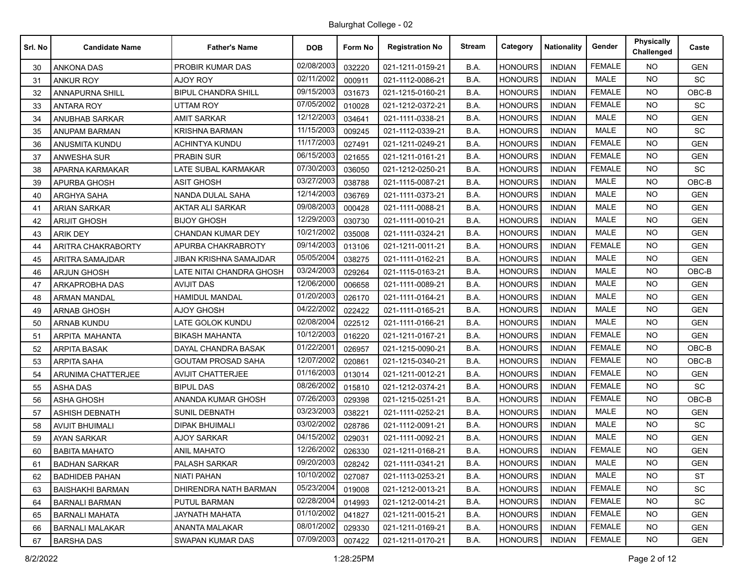Balurghat College - 02

| Srl. No | Candidate Name | Father's Name | DOB | Form No | Registration No | Stream | Category | Nationality | Gender | Physically Challenged | Caste |
|---|---|---|---|---|---|---|---|---|---|---|---|
| 30 | ANKONA DAS | PROBIR KUMAR DAS | 02/08/2003 | 032220 | 021-1211-0159-21 | B.A. | HONOURS | INDIAN | FEMALE | NO | GEN |
| 31 | ANKUR ROY | AJOY ROY | 02/11/2002 | 000911 | 021-1112-0086-21 | B.A. | HONOURS | INDIAN | MALE | NO | SC |
| 32 | ANNAPURNA SHILL | BIPUL CHANDRA SHILL | 09/15/2003 | 031673 | 021-1215-0160-21 | B.A. | HONOURS | INDIAN | FEMALE | NO | OBC-B |
| 33 | ANTARA ROY | UTTAM ROY | 07/05/2002 | 010028 | 021-1212-0372-21 | B.A. | HONOURS | INDIAN | FEMALE | NO | SC |
| 34 | ANUBHAB SARKAR | AMIT SARKAR | 12/12/2003 | 034641 | 021-1111-0338-21 | B.A. | HONOURS | INDIAN | MALE | NO | GEN |
| 35 | ANUPAM BARMAN | KRISHNA BARMAN | 11/15/2003 | 009245 | 021-1112-0339-21 | B.A. | HONOURS | INDIAN | MALE | NO | SC |
| 36 | ANUSMITA KUNDU | ACHINTYA KUNDU | 11/17/2003 | 027491 | 021-1211-0249-21 | B.A. | HONOURS | INDIAN | FEMALE | NO | GEN |
| 37 | ANWESHA SUR | PRABIN SUR | 06/15/2003 | 021655 | 021-1211-0161-21 | B.A. | HONOURS | INDIAN | FEMALE | NO | GEN |
| 38 | APARNA KARMAKAR | LATE SUBAL KARMAKAR | 07/30/2003 | 036050 | 021-1212-0250-21 | B.A. | HONOURS | INDIAN | FEMALE | NO | SC |
| 39 | APURBA GHOSH | ASIT GHOSH | 03/27/2003 | 038788 | 021-1115-0087-21 | B.A. | HONOURS | INDIAN | MALE | NO | OBC-B |
| 40 | ARGHYA SAHA | NANDA DULAL SAHA | 12/14/2003 | 036769 | 021-1111-0373-21 | B.A. | HONOURS | INDIAN | MALE | NO | GEN |
| 41 | ARIAN SARKAR | AKTAR ALI SARKAR | 09/08/2003 | 000428 | 021-1111-0088-21 | B.A. | HONOURS | INDIAN | MALE | NO | GEN |
| 42 | ARIJIT GHOSH | BIJOY GHOSH | 12/29/2003 | 030730 | 021-1111-0010-21 | B.A. | HONOURS | INDIAN | MALE | NO | GEN |
| 43 | ARIK DEY | CHANDAN KUMAR DEY | 10/21/2002 | 035008 | 021-1111-0324-21 | B.A. | HONOURS | INDIAN | MALE | NO | GEN |
| 44 | ARITRA CHAKRABORTY | APURBA CHAKRABROTY | 09/14/2003 | 013106 | 021-1211-0011-21 | B.A. | HONOURS | INDIAN | FEMALE | NO | GEN |
| 45 | ARITRA SAMAJDAR | JIBAN KRISHNA SAMAJDAR | 05/05/2004 | 038275 | 021-1111-0162-21 | B.A. | HONOURS | INDIAN | MALE | NO | GEN |
| 46 | ARJUN GHOSH | LATE NITAI CHANDRA GHOSH | 03/24/2003 | 029264 | 021-1115-0163-21 | B.A. | HONOURS | INDIAN | MALE | NO | OBC-B |
| 47 | ARKAPROBHA DAS | AVIJIT DAS | 12/06/2000 | 006658 | 021-1111-0089-21 | B.A. | HONOURS | INDIAN | MALE | NO | GEN |
| 48 | ARMAN MANDAL | HAMIDUL MANDAL | 01/20/2003 | 026170 | 021-1111-0164-21 | B.A. | HONOURS | INDIAN | MALE | NO | GEN |
| 49 | ARNAB GHOSH | AJOY GHOSH | 04/22/2002 | 022422 | 021-1111-0165-21 | B.A. | HONOURS | INDIAN | MALE | NO | GEN |
| 50 | ARNAB KUNDU | LATE GOLOK KUNDU | 02/08/2004 | 022512 | 021-1111-0166-21 | B.A. | HONOURS | INDIAN | MALE | NO | GEN |
| 51 | ARPITA MAHANTA | BIKASH MAHANTA | 10/12/2003 | 016220 | 021-1211-0167-21 | B.A. | HONOURS | INDIAN | FEMALE | NO | GEN |
| 52 | ARPITA BASAK | DAYAL CHANDRA BASAK | 01/22/2001 | 026957 | 021-1215-0090-21 | B.A. | HONOURS | INDIAN | FEMALE | NO | OBC-B |
| 53 | ARPITA SAHA | GOUTAM PROSAD SAHA | 12/07/2002 | 020861 | 021-1215-0340-21 | B.A. | HONOURS | INDIAN | FEMALE | NO | OBC-B |
| 54 | ARUNIMA CHATTERJEE | AVIJIT CHATTERJEE | 01/16/2003 | 013014 | 021-1211-0012-21 | B.A. | HONOURS | INDIAN | FEMALE | NO | GEN |
| 55 | ASHA DAS | BIPUL DAS | 08/26/2002 | 015810 | 021-1212-0374-21 | B.A. | HONOURS | INDIAN | FEMALE | NO | SC |
| 56 | ASHA GHOSH | ANANDA KUMAR GHOSH | 07/26/2003 | 029398 | 021-1215-0251-21 | B.A. | HONOURS | INDIAN | FEMALE | NO | OBC-B |
| 57 | ASHISH DEBNATH | SUNIL DEBNATH | 03/23/2003 | 038221 | 021-1111-0252-21 | B.A. | HONOURS | INDIAN | MALE | NO | GEN |
| 58 | AVIJIT BHUIMALI | DIPAK BHUIMALI | 03/02/2002 | 028786 | 021-1112-0091-21 | B.A. | HONOURS | INDIAN | MALE | NO | SC |
| 59 | AYAN SARKAR | AJOY SARKAR | 04/15/2002 | 029031 | 021-1111-0092-21 | B.A. | HONOURS | INDIAN | MALE | NO | GEN |
| 60 | BABITA MAHATO | ANIL MAHATO | 12/26/2002 | 026330 | 021-1211-0168-21 | B.A. | HONOURS | INDIAN | FEMALE | NO | GEN |
| 61 | BADHAN SARKAR | PALASH SARKAR | 09/20/2003 | 028242 | 021-1111-0341-21 | B.A. | HONOURS | INDIAN | MALE | NO | GEN |
| 62 | BADHIDEB PAHAN | NIATI PAHAN | 10/10/2002 | 027087 | 021-1113-0253-21 | B.A. | HONOURS | INDIAN | MALE | NO | ST |
| 63 | BAISHAKHI BARMAN | DHIRENDRA NATH BARMAN | 05/23/2004 | 019008 | 021-1212-0013-21 | B.A. | HONOURS | INDIAN | FEMALE | NO | SC |
| 64 | BARNALI BARMAN | PUTUL BARMAN | 02/28/2004 | 014993 | 021-1212-0014-21 | B.A. | HONOURS | INDIAN | FEMALE | NO | SC |
| 65 | BARNALI MAHATA | JAYNATH MAHATA | 01/10/2002 | 041827 | 021-1211-0015-21 | B.A. | HONOURS | INDIAN | FEMALE | NO | GEN |
| 66 | BARNALI MALAKAR | ANANTA MALAKAR | 08/01/2002 | 029330 | 021-1211-0169-21 | B.A. | HONOURS | INDIAN | FEMALE | NO | GEN |
| 67 | BARSHA DAS | SWAPAN KUMAR DAS | 07/09/2003 | 007422 | 021-1211-0170-21 | B.A. | HONOURS | INDIAN | FEMALE | NO | GEN |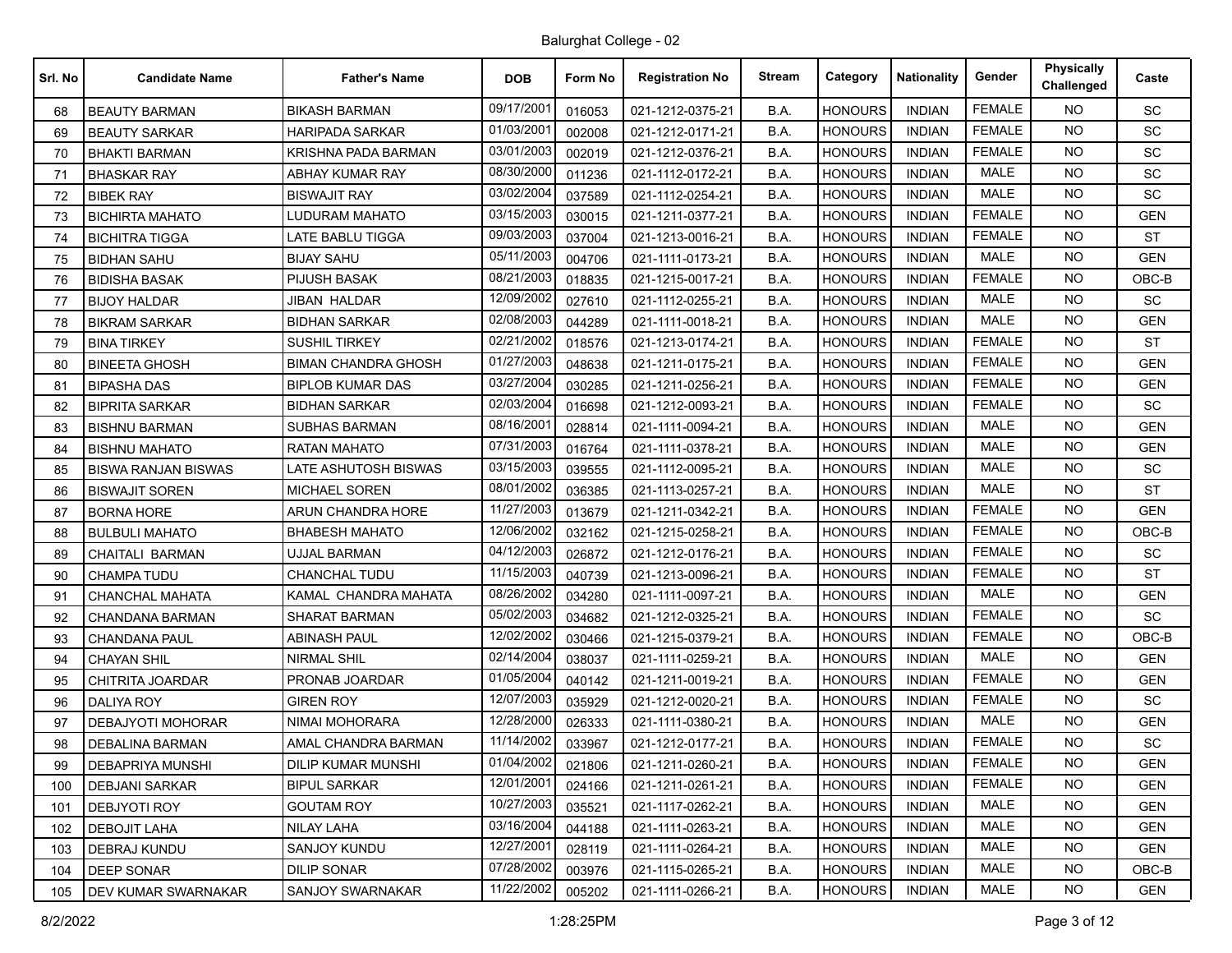Balurghat College - 02

| Srl. No | Candidate Name | Father's Name | DOB | Form No | Registration No | Stream | Category | Nationality | Gender | Physically Challenged | Caste |
|---|---|---|---|---|---|---|---|---|---|---|---|
| 68 | BEAUTY BARMAN | BIKASH BARMAN | 09/17/2001 | 016053 | 021-1212-0375-21 | B.A. | HONOURS | INDIAN | FEMALE | NO | SC |
| 69 | BEAUTY SARKAR | HARIPADA SARKAR | 01/03/2001 | 002008 | 021-1212-0171-21 | B.A. | HONOURS | INDIAN | FEMALE | NO | SC |
| 70 | BHAKTI BARMAN | KRISHNA PADA BARMAN | 03/01/2003 | 002019 | 021-1212-0376-21 | B.A. | HONOURS | INDIAN | FEMALE | NO | SC |
| 71 | BHASKAR RAY | ABHAY KUMAR RAY | 08/30/2000 | 011236 | 021-1112-0172-21 | B.A. | HONOURS | INDIAN | MALE | NO | SC |
| 72 | BIBEK RAY | BISWAJIT RAY | 03/02/2004 | 037589 | 021-1112-0254-21 | B.A. | HONOURS | INDIAN | MALE | NO | SC |
| 73 | BICHIRTA MAHATO | LUDURAM MAHATO | 03/15/2003 | 030015 | 021-1211-0377-21 | B.A. | HONOURS | INDIAN | FEMALE | NO | GEN |
| 74 | BICHITRA TIGGA | LATE BABLU TIGGA | 09/03/2003 | 037004 | 021-1213-0016-21 | B.A. | HONOURS | INDIAN | FEMALE | NO | ST |
| 75 | BIDHAN SAHU | BIJAY SAHU | 05/11/2003 | 004706 | 021-1111-0173-21 | B.A. | HONOURS | INDIAN | MALE | NO | GEN |
| 76 | BIDISHA BASAK | PIJUSH BASAK | 08/21/2003 | 018835 | 021-1215-0017-21 | B.A. | HONOURS | INDIAN | FEMALE | NO | OBC-B |
| 77 | BIJOY HALDAR | JIBAN HALDAR | 12/09/2002 | 027610 | 021-1112-0255-21 | B.A. | HONOURS | INDIAN | MALE | NO | SC |
| 78 | BIKRAM SARKAR | BIDHAN SARKAR | 02/08/2003 | 044289 | 021-1111-0018-21 | B.A. | HONOURS | INDIAN | MALE | NO | GEN |
| 79 | BINA TIRKEY | SUSHIL TIRKEY | 02/21/2002 | 018576 | 021-1213-0174-21 | B.A. | HONOURS | INDIAN | FEMALE | NO | ST |
| 80 | BINEETA GHOSH | BIMAN CHANDRA GHOSH | 01/27/2003 | 048638 | 021-1211-0175-21 | B.A. | HONOURS | INDIAN | FEMALE | NO | GEN |
| 81 | BIPASHA DAS | BIPLOB KUMAR DAS | 03/27/2004 | 030285 | 021-1211-0256-21 | B.A. | HONOURS | INDIAN | FEMALE | NO | GEN |
| 82 | BIPRITA SARKAR | BIDHAN SARKAR | 02/03/2004 | 016698 | 021-1212-0093-21 | B.A. | HONOURS | INDIAN | FEMALE | NO | SC |
| 83 | BISHNU BARMAN | SUBHAS BARMAN | 08/16/2001 | 028814 | 021-1111-0094-21 | B.A. | HONOURS | INDIAN | MALE | NO | GEN |
| 84 | BISHNU MAHATO | RATAN MAHATO | 07/31/2003 | 016764 | 021-1111-0378-21 | B.A. | HONOURS | INDIAN | MALE | NO | GEN |
| 85 | BISWA RANJAN BISWAS | LATE ASHUTOSH BISWAS | 03/15/2003 | 039555 | 021-1112-0095-21 | B.A. | HONOURS | INDIAN | MALE | NO | SC |
| 86 | BISWAJIT SOREN | MICHAEL SOREN | 08/01/2002 | 036385 | 021-1113-0257-21 | B.A. | HONOURS | INDIAN | MALE | NO | ST |
| 87 | BORNA HORE | ARUN CHANDRA HORE | 11/27/2003 | 013679 | 021-1211-0342-21 | B.A. | HONOURS | INDIAN | FEMALE | NO | GEN |
| 88 | BULBULI MAHATO | BHABESH MAHATO | 12/06/2002 | 032162 | 021-1215-0258-21 | B.A. | HONOURS | INDIAN | FEMALE | NO | OBC-B |
| 89 | CHAITALI BARMAN | UJJAL BARMAN | 04/12/2003 | 026872 | 021-1212-0176-21 | B.A. | HONOURS | INDIAN | FEMALE | NO | SC |
| 90 | CHAMPA TUDU | CHANCHAL TUDU | 11/15/2003 | 040739 | 021-1213-0096-21 | B.A. | HONOURS | INDIAN | FEMALE | NO | ST |
| 91 | CHANCHAL MAHATA | KAMAL CHANDRA MAHATA | 08/26/2002 | 034280 | 021-1111-0097-21 | B.A. | HONOURS | INDIAN | MALE | NO | GEN |
| 92 | CHANDANA BARMAN | SHARAT BARMAN | 05/02/2003 | 034682 | 021-1212-0325-21 | B.A. | HONOURS | INDIAN | FEMALE | NO | SC |
| 93 | CHANDANA PAUL | ABINASH PAUL | 12/02/2002 | 030466 | 021-1215-0379-21 | B.A. | HONOURS | INDIAN | FEMALE | NO | OBC-B |
| 94 | CHAYAN SHIL | NIRMAL SHIL | 02/14/2004 | 038037 | 021-1111-0259-21 | B.A. | HONOURS | INDIAN | MALE | NO | GEN |
| 95 | CHITRITA JOARDAR | PRONAB JOARDAR | 01/05/2004 | 040142 | 021-1211-0019-21 | B.A. | HONOURS | INDIAN | FEMALE | NO | GEN |
| 96 | DALIYA ROY | GIREN ROY | 12/07/2003 | 035929 | 021-1212-0020-21 | B.A. | HONOURS | INDIAN | FEMALE | NO | SC |
| 97 | DEBAJYOTI MOHORAR | NIMAI MOHORARA | 12/28/2000 | 026333 | 021-1111-0380-21 | B.A. | HONOURS | INDIAN | MALE | NO | GEN |
| 98 | DEBALINA BARMAN | AMAL CHANDRA BARMAN | 11/14/2002 | 033967 | 021-1212-0177-21 | B.A. | HONOURS | INDIAN | FEMALE | NO | SC |
| 99 | DEBAPRIYA MUNSHI | DILIP KUMAR MUNSHI | 01/04/2002 | 021806 | 021-1211-0260-21 | B.A. | HONOURS | INDIAN | FEMALE | NO | GEN |
| 100 | DEBJANI SARKAR | BIPUL SARKAR | 12/01/2001 | 024166 | 021-1211-0261-21 | B.A. | HONOURS | INDIAN | FEMALE | NO | GEN |
| 101 | DEBJYOTI ROY | GOUTAM ROY | 10/27/2003 | 035521 | 021-1117-0262-21 | B.A. | HONOURS | INDIAN | MALE | NO | GEN |
| 102 | DEBOJIT LAHA | NILAY LAHA | 03/16/2004 | 044188 | 021-1111-0263-21 | B.A. | HONOURS | INDIAN | MALE | NO | GEN |
| 103 | DEBRAJ KUNDU | SANJOY KUNDU | 12/27/2001 | 028119 | 021-1111-0264-21 | B.A. | HONOURS | INDIAN | MALE | NO | GEN |
| 104 | DEEP SONAR | DILIP SONAR | 07/28/2002 | 003976 | 021-1115-0265-21 | B.A. | HONOURS | INDIAN | MALE | NO | OBC-B |
| 105 | DEV KUMAR SWARNAKAR | SANJOY SWARNAKAR | 11/22/2002 | 005202 | 021-1111-0266-21 | B.A. | HONOURS | INDIAN | MALE | NO | GEN |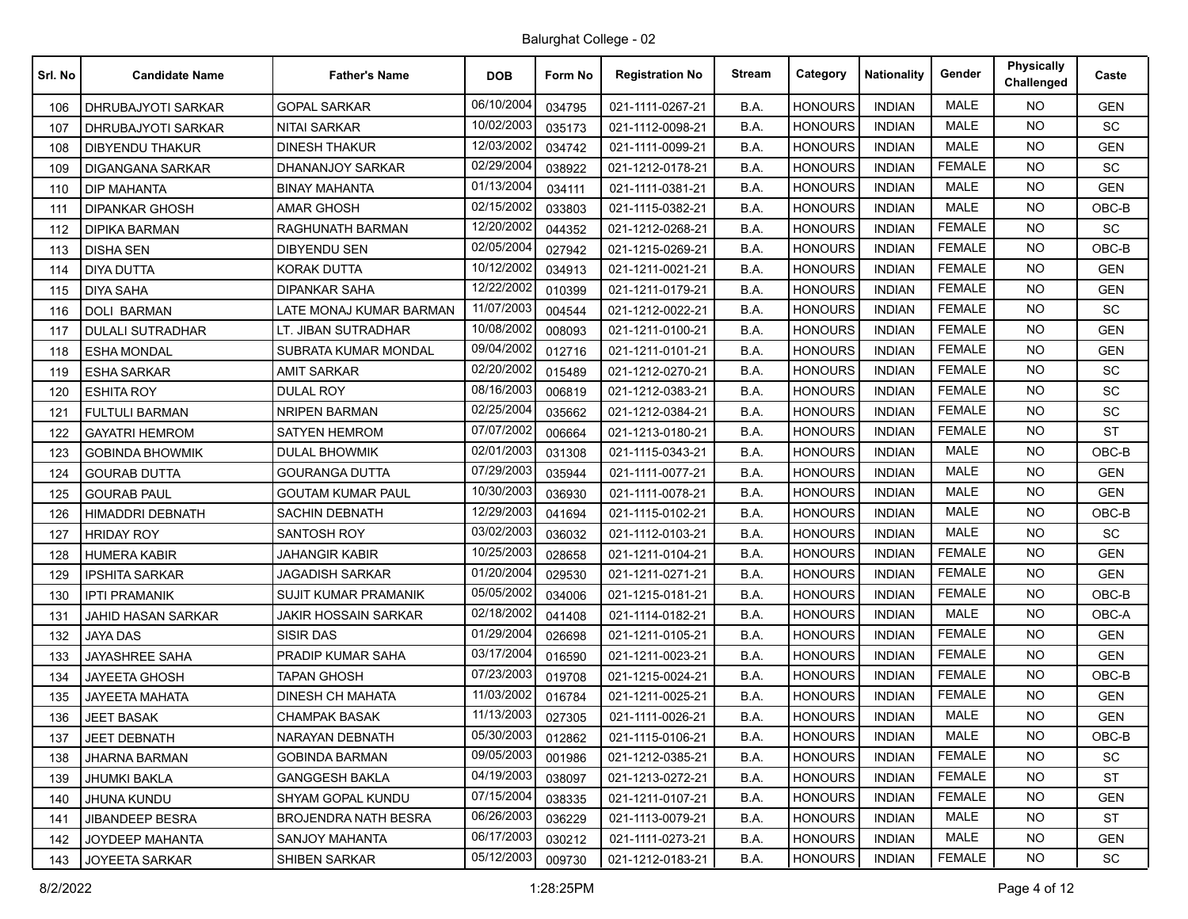Balurghat College - 02

| Srl. No | Candidate Name | Father's Name | DOB | Form No | Registration No | Stream | Category | Nationality | Gender | Physically Challenged | Caste |
|---|---|---|---|---|---|---|---|---|---|---|---|
| 106 | DHRUBAJYOTI SARKAR | GOPAL SARKAR | 06/10/2004 | 034795 | 021-1111-0267-21 | B.A. | HONOURS | INDIAN | MALE | NO | GEN |
| 107 | DHRUBAJYOTI SARKAR | NITAI SARKAR | 10/02/2003 | 035173 | 021-1112-0098-21 | B.A. | HONOURS | INDIAN | MALE | NO | SC |
| 108 | DIBYENDU THAKUR | DINESH THAKUR | 12/03/2002 | 034742 | 021-1111-0099-21 | B.A. | HONOURS | INDIAN | MALE | NO | GEN |
| 109 | DIGANGANA SARKAR | DHANANJOY SARKAR | 02/29/2004 | 038922 | 021-1212-0178-21 | B.A. | HONOURS | INDIAN | FEMALE | NO | SC |
| 110 | DIP MAHANTA | BINAY MAHANTA | 01/13/2004 | 034111 | 021-1111-0381-21 | B.A. | HONOURS | INDIAN | MALE | NO | GEN |
| 111 | DIPANKAR GHOSH | AMAR GHOSH | 02/15/2002 | 033803 | 021-1115-0382-21 | B.A. | HONOURS | INDIAN | MALE | NO | OBC-B |
| 112 | DIPIKA BARMAN | RAGHUNATH BARMAN | 12/20/2002 | 044352 | 021-1212-0268-21 | B.A. | HONOURS | INDIAN | FEMALE | NO | SC |
| 113 | DISHA SEN | DIBYENDU SEN | 02/05/2004 | 027942 | 021-1215-0269-21 | B.A. | HONOURS | INDIAN | FEMALE | NO | OBC-B |
| 114 | DIYA DUTTA | KORAK DUTTA | 10/12/2002 | 034913 | 021-1211-0021-21 | B.A. | HONOURS | INDIAN | FEMALE | NO | GEN |
| 115 | DIYA SAHA | DIPANKAR SAHA | 12/22/2002 | 010399 | 021-1211-0179-21 | B.A. | HONOURS | INDIAN | FEMALE | NO | GEN |
| 116 | DOLI BARMAN | LATE MONAJ KUMAR BARMAN | 11/07/2003 | 004544 | 021-1212-0022-21 | B.A. | HONOURS | INDIAN | FEMALE | NO | SC |
| 117 | DULALI SUTRADHAR | LT. JIBAN SUTRADHAR | 10/08/2002 | 008093 | 021-1211-0100-21 | B.A. | HONOURS | INDIAN | FEMALE | NO | GEN |
| 118 | ESHA MONDAL | SUBRATA KUMAR MONDAL | 09/04/2002 | 012716 | 021-1211-0101-21 | B.A. | HONOURS | INDIAN | FEMALE | NO | GEN |
| 119 | ESHA SARKAR | AMIT SARKAR | 02/20/2002 | 015489 | 021-1212-0270-21 | B.A. | HONOURS | INDIAN | FEMALE | NO | SC |
| 120 | ESHITA ROY | DULAL ROY | 08/16/2003 | 006819 | 021-1212-0383-21 | B.A. | HONOURS | INDIAN | FEMALE | NO | SC |
| 121 | FULTULI BARMAN | NRIPEN BARMAN | 02/25/2004 | 035662 | 021-1212-0384-21 | B.A. | HONOURS | INDIAN | FEMALE | NO | SC |
| 122 | GAYATRI HEMROM | SATYEN HEMROM | 07/07/2002 | 006664 | 021-1213-0180-21 | B.A. | HONOURS | INDIAN | FEMALE | NO | ST |
| 123 | GOBINDA BHOWMIK | DULAL BHOWMIK | 02/01/2003 | 031308 | 021-1115-0343-21 | B.A. | HONOURS | INDIAN | MALE | NO | OBC-B |
| 124 | GOURAB DUTTA | GOURANGA DUTTA | 07/29/2003 | 035944 | 021-1111-0077-21 | B.A. | HONOURS | INDIAN | MALE | NO | GEN |
| 125 | GOURAB PAUL | GOUTAM KUMAR PAUL | 10/30/2003 | 036930 | 021-1111-0078-21 | B.A. | HONOURS | INDIAN | MALE | NO | GEN |
| 126 | HIMADDRI DEBNATH | SACHIN DEBNATH | 12/29/2003 | 041694 | 021-1115-0102-21 | B.A. | HONOURS | INDIAN | MALE | NO | OBC-B |
| 127 | HRIDAY ROY | SANTOSH ROY | 03/02/2003 | 036032 | 021-1112-0103-21 | B.A. | HONOURS | INDIAN | MALE | NO | SC |
| 128 | HUMERA KABIR | JAHANGIR KABIR | 10/25/2003 | 028658 | 021-1211-0104-21 | B.A. | HONOURS | INDIAN | FEMALE | NO | GEN |
| 129 | IPSHITA SARKAR | JAGADISH SARKAR | 01/20/2004 | 029530 | 021-1211-0271-21 | B.A. | HONOURS | INDIAN | FEMALE | NO | GEN |
| 130 | IPTI PRAMANIK | SUJIT KUMAR PRAMANIK | 05/05/2002 | 034006 | 021-1215-0181-21 | B.A. | HONOURS | INDIAN | FEMALE | NO | OBC-B |
| 131 | JAHID HASAN SARKAR | JAKIR HOSSAIN SARKAR | 02/18/2002 | 041408 | 021-1114-0182-21 | B.A. | HONOURS | INDIAN | MALE | NO | OBC-A |
| 132 | JAYA DAS | SISIR DAS | 01/29/2004 | 026698 | 021-1211-0105-21 | B.A. | HONOURS | INDIAN | FEMALE | NO | GEN |
| 133 | JAYASHREE SAHA | PRADIP KUMAR SAHA | 03/17/2004 | 016590 | 021-1211-0023-21 | B.A. | HONOURS | INDIAN | FEMALE | NO | GEN |
| 134 | JAYEETA GHOSH | TAPAN GHOSH | 07/23/2003 | 019708 | 021-1215-0024-21 | B.A. | HONOURS | INDIAN | FEMALE | NO | OBC-B |
| 135 | JAYEETA MAHATA | DINESH CH MAHATA | 11/03/2002 | 016784 | 021-1211-0025-21 | B.A. | HONOURS | INDIAN | FEMALE | NO | GEN |
| 136 | JEET BASAK | CHAMPAK BASAK | 11/13/2003 | 027305 | 021-1111-0026-21 | B.A. | HONOURS | INDIAN | MALE | NO | GEN |
| 137 | JEET DEBNATH | NARAYAN DEBNATH | 05/30/2003 | 012862 | 021-1115-0106-21 | B.A. | HONOURS | INDIAN | MALE | NO | OBC-B |
| 138 | JHARNA BARMAN | GOBINDA BARMAN | 09/05/2003 | 001986 | 021-1212-0385-21 | B.A. | HONOURS | INDIAN | FEMALE | NO | SC |
| 139 | JHUMKI BAKLA | GANGGESH BAKLA | 04/19/2003 | 038097 | 021-1213-0272-21 | B.A. | HONOURS | INDIAN | FEMALE | NO | ST |
| 140 | JHUNA KUNDU | SHYAM GOPAL KUNDU | 07/15/2004 | 038335 | 021-1211-0107-21 | B.A. | HONOURS | INDIAN | FEMALE | NO | GEN |
| 141 | JIBANDEEP BESRA | BROJENDRA NATH BESRA | 06/26/2003 | 036229 | 021-1113-0079-21 | B.A. | HONOURS | INDIAN | MALE | NO | ST |
| 142 | JOYDEEP MAHANTA | SANJOY MAHANTA | 06/17/2003 | 030212 | 021-1111-0273-21 | B.A. | HONOURS | INDIAN | MALE | NO | GEN |
| 143 | JOYEETA SARKAR | SHIBEN SARKAR | 05/12/2003 | 009730 | 021-1212-0183-21 | B.A. | HONOURS | INDIAN | FEMALE | NO | SC |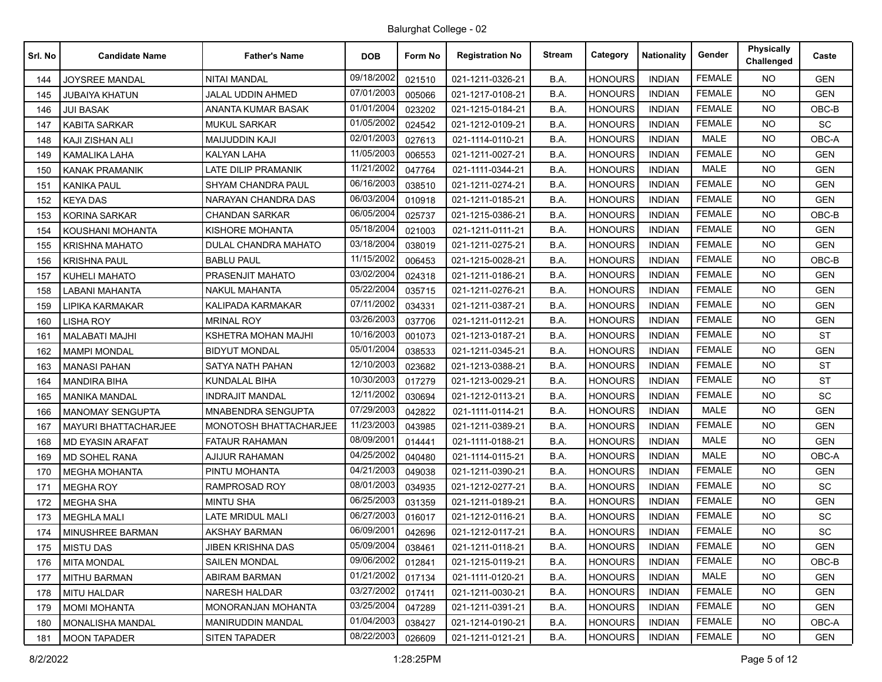# Balurghat College - 02

| Srl. No | Candidate Name | Father's Name | DOB | Form No | Registration No | Stream | Category | Nationality | Gender | Physically Challenged | Caste |
|---|---|---|---|---|---|---|---|---|---|---|---|
| 144 | JOYSREE MANDAL | NITAI MANDAL | 09/18/2002 | 021510 | 021-1211-0326-21 | B.A. | HONOURS | INDIAN | FEMALE | NO | GEN |
| 145 | JUBAIYA KHATUN | JALAL UDDIN AHMED | 07/01/2003 | 005066 | 021-1217-0108-21 | B.A. | HONOURS | INDIAN | FEMALE | NO | GEN |
| 146 | JUI BASAK | ANANTA KUMAR BASAK | 01/01/2004 | 023202 | 021-1215-0184-21 | B.A. | HONOURS | INDIAN | FEMALE | NO | OBC-B |
| 147 | KABITA SARKAR | MUKUL SARKAR | 01/05/2002 | 024542 | 021-1212-0109-21 | B.A. | HONOURS | INDIAN | FEMALE | NO | SC |
| 148 | KAJI ZISHAN ALI | MAIJUDDIN KAJI | 02/01/2003 | 027613 | 021-1114-0110-21 | B.A. | HONOURS | INDIAN | MALE | NO | OBC-A |
| 149 | KAMALIKA LAHA | KALYAN LAHA | 11/05/2003 | 006553 | 021-1211-0027-21 | B.A. | HONOURS | INDIAN | FEMALE | NO | GEN |
| 150 | KANAK PRAMANIK | LATE DILIP PRAMANIK | 11/21/2002 | 047764 | 021-1111-0344-21 | B.A. | HONOURS | INDIAN | MALE | NO | GEN |
| 151 | KANIKA PAUL | SHYAM CHANDRA PAUL | 06/16/2003 | 038510 | 021-1211-0274-21 | B.A. | HONOURS | INDIAN | FEMALE | NO | GEN |
| 152 | KEYA DAS | NARAYAN CHANDRA DAS | 06/03/2004 | 010918 | 021-1211-0185-21 | B.A. | HONOURS | INDIAN | FEMALE | NO | GEN |
| 153 | KORINA SARKAR | CHANDAN SARKAR | 06/05/2004 | 025737 | 021-1215-0386-21 | B.A. | HONOURS | INDIAN | FEMALE | NO | OBC-B |
| 154 | KOUSHANI MOHANTA | KISHORE MOHANTA | 05/18/2004 | 021003 | 021-1211-0111-21 | B.A. | HONOURS | INDIAN | FEMALE | NO | GEN |
| 155 | KRISHNA MAHATO | DULAL CHANDRA MAHATO | 03/18/2004 | 038019 | 021-1211-0275-21 | B.A. | HONOURS | INDIAN | FEMALE | NO | GEN |
| 156 | KRISHNA PAUL | BABLU PAUL | 11/15/2002 | 006453 | 021-1215-0028-21 | B.A. | HONOURS | INDIAN | FEMALE | NO | OBC-B |
| 157 | KUHELI MAHATO | PRASENJIT MAHATO | 03/02/2004 | 024318 | 021-1211-0186-21 | B.A. | HONOURS | INDIAN | FEMALE | NO | GEN |
| 158 | LABANI MAHANTA | NAKUL MAHANTA | 05/22/2004 | 035715 | 021-1211-0276-21 | B.A. | HONOURS | INDIAN | FEMALE | NO | GEN |
| 159 | LIPIKA KARMAKAR | KALIPADA KARMAKAR | 07/11/2002 | 034331 | 021-1211-0387-21 | B.A. | HONOURS | INDIAN | FEMALE | NO | GEN |
| 160 | LISHA ROY | MRINAL ROY | 03/26/2003 | 037706 | 021-1211-0112-21 | B.A. | HONOURS | INDIAN | FEMALE | NO | GEN |
| 161 | MALABATI MAJHI | KSHETRA MOHAN MAJHI | 10/16/2003 | 001073 | 021-1213-0187-21 | B.A. | HONOURS | INDIAN | FEMALE | NO | ST |
| 162 | MAMPI MONDAL | BIDYUT MONDAL | 05/01/2004 | 038533 | 021-1211-0345-21 | B.A. | HONOURS | INDIAN | FEMALE | NO | GEN |
| 163 | MANASI PAHAN | SATYA NATH PAHAN | 12/10/2003 | 023682 | 021-1213-0388-21 | B.A. | HONOURS | INDIAN | FEMALE | NO | ST |
| 164 | MANDIRA BIHA | KUNDALAL BIHA | 10/30/2003 | 017279 | 021-1213-0029-21 | B.A. | HONOURS | INDIAN | FEMALE | NO | ST |
| 165 | MANIKA MANDAL | INDRAJIT MANDAL | 12/11/2002 | 030694 | 021-1212-0113-21 | B.A. | HONOURS | INDIAN | FEMALE | NO | SC |
| 166 | MANOMAY SENGUPTA | MNABENDRA SENGUPTA | 07/29/2003 | 042822 | 021-1111-0114-21 | B.A. | HONOURS | INDIAN | MALE | NO | GEN |
| 167 | MAYURI BHATTACHARJEE | MONOTOSH BHATTACHARJEE | 11/23/2003 | 043985 | 021-1211-0389-21 | B.A. | HONOURS | INDIAN | FEMALE | NO | GEN |
| 168 | MD EYASIN ARAFAT | FATAUR RAHAMAN | 08/09/2001 | 014441 | 021-1111-0188-21 | B.A. | HONOURS | INDIAN | MALE | NO | GEN |
| 169 | MD SOHEL RANA | AJIJUR RAHAMAN | 04/25/2002 | 040480 | 021-1114-0115-21 | B.A. | HONOURS | INDIAN | MALE | NO | OBC-A |
| 170 | MEGHA MOHANTA | PINTU MOHANTA | 04/21/2003 | 049038 | 021-1211-0390-21 | B.A. | HONOURS | INDIAN | FEMALE | NO | GEN |
| 171 | MEGHA ROY | RAMPROSAD ROY | 08/01/2003 | 034935 | 021-1212-0277-21 | B.A. | HONOURS | INDIAN | FEMALE | NO | SC |
| 172 | MEGHA SHA | MINTU SHA | 06/25/2003 | 031359 | 021-1211-0189-21 | B.A. | HONOURS | INDIAN | FEMALE | NO | GEN |
| 173 | MEGHLA MALI | LATE MRIDUL MALI | 06/27/2003 | 016017 | 021-1212-0116-21 | B.A. | HONOURS | INDIAN | FEMALE | NO | SC |
| 174 | MINUSHREE BARMAN | AKSHAY BARMAN | 06/09/2001 | 042696 | 021-1212-0117-21 | B.A. | HONOURS | INDIAN | FEMALE | NO | SC |
| 175 | MISTU DAS | JIBEN KRISHNA DAS | 05/09/2004 | 038461 | 021-1211-0118-21 | B.A. | HONOURS | INDIAN | FEMALE | NO | GEN |
| 176 | MITA MONDAL | SAILEN MONDAL | 09/06/2002 | 012841 | 021-1215-0119-21 | B.A. | HONOURS | INDIAN | FEMALE | NO | OBC-B |
| 177 | MITHU BARMAN | ABIRAM BARMAN | 01/21/2002 | 017134 | 021-1111-0120-21 | B.A. | HONOURS | INDIAN | MALE | NO | GEN |
| 178 | MITU HALDAR | NARESH HALDAR | 03/27/2002 | 017411 | 021-1211-0030-21 | B.A. | HONOURS | INDIAN | FEMALE | NO | GEN |
| 179 | MOMI MOHANTA | MONORANJAN MOHANTA | 03/25/2004 | 047289 | 021-1211-0391-21 | B.A. | HONOURS | INDIAN | FEMALE | NO | GEN |
| 180 | MONALISHA MANDAL | MANIRUDDIN MANDAL | 01/04/2003 | 038427 | 021-1214-0190-21 | B.A. | HONOURS | INDIAN | FEMALE | NO | OBC-A |
| 181 | MOON TAPADER | SITEN TAPADER | 08/22/2003 | 026609 | 021-1211-0121-21 | B.A. | HONOURS | INDIAN | FEMALE | NO | GEN |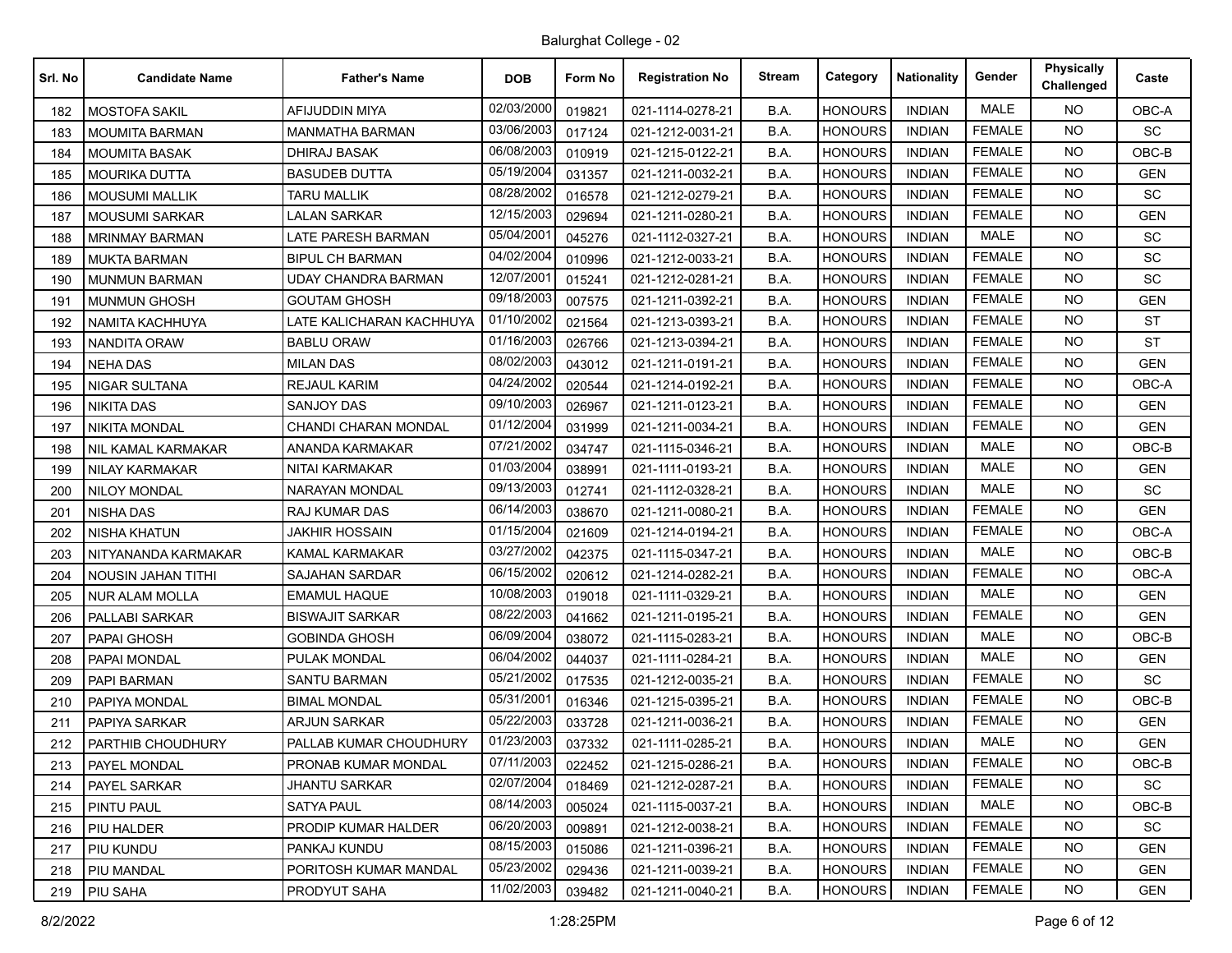Balurghat College - 02

| Srl. No | Candidate Name | Father's Name | DOB | Form No | Registration No | Stream | Category | Nationality | Gender | Physically Challenged | Caste |
|---|---|---|---|---|---|---|---|---|---|---|---|
| 182 | MOSTOFA SAKIL | AFIJUDDIN MIYA | 02/03/2000 | 019821 | 021-1114-0278-21 | B.A. | HONOURS | INDIAN | MALE | NO | OBC-A |
| 183 | MOUMITA BARMAN | MANMATHA BARMAN | 03/06/2003 | 017124 | 021-1212-0031-21 | B.A. | HONOURS | INDIAN | FEMALE | NO | SC |
| 184 | MOUMITA BASAK | DHIRAJ BASAK | 06/08/2003 | 010919 | 021-1215-0122-21 | B.A. | HONOURS | INDIAN | FEMALE | NO | OBC-B |
| 185 | MOURIKA DUTTA | BASUDEB DUTTA | 05/19/2004 | 031357 | 021-1211-0032-21 | B.A. | HONOURS | INDIAN | FEMALE | NO | GEN |
| 186 | MOUSUMI MALLIK | TARU MALLIK | 08/28/2002 | 016578 | 021-1212-0279-21 | B.A. | HONOURS | INDIAN | FEMALE | NO | SC |
| 187 | MOUSUMI SARKAR | LALAN SARKAR | 12/15/2003 | 029694 | 021-1211-0280-21 | B.A. | HONOURS | INDIAN | FEMALE | NO | GEN |
| 188 | MRINMAY BARMAN | LATE PARESH BARMAN | 05/04/2001 | 045276 | 021-1112-0327-21 | B.A. | HONOURS | INDIAN | MALE | NO | SC |
| 189 | MUKTA BARMAN | BIPUL CH BARMAN | 04/02/2004 | 010996 | 021-1212-0033-21 | B.A. | HONOURS | INDIAN | FEMALE | NO | SC |
| 190 | MUNMUN BARMAN | UDAY CHANDRA BARMAN | 12/07/2001 | 015241 | 021-1212-0281-21 | B.A. | HONOURS | INDIAN | FEMALE | NO | SC |
| 191 | MUNMUN GHOSH | GOUTAM GHOSH | 09/18/2003 | 007575 | 021-1211-0392-21 | B.A. | HONOURS | INDIAN | FEMALE | NO | GEN |
| 192 | NAMITA KACHHUYA | LATE KALICHARAN KACHHUYA | 01/10/2002 | 021564 | 021-1213-0393-21 | B.A. | HONOURS | INDIAN | FEMALE | NO | ST |
| 193 | NANDITA ORAW | BABLU ORAW | 01/16/2003 | 026766 | 021-1213-0394-21 | B.A. | HONOURS | INDIAN | FEMALE | NO | ST |
| 194 | NEHA DAS | MILAN DAS | 08/02/2003 | 043012 | 021-1211-0191-21 | B.A. | HONOURS | INDIAN | FEMALE | NO | GEN |
| 195 | NIGAR SULTANA | REJAUL KARIM | 04/24/2002 | 020544 | 021-1214-0192-21 | B.A. | HONOURS | INDIAN | FEMALE | NO | OBC-A |
| 196 | NIKITA DAS | SANJOY DAS | 09/10/2003 | 026967 | 021-1211-0123-21 | B.A. | HONOURS | INDIAN | FEMALE | NO | GEN |
| 197 | NIKITA MONDAL | CHANDI CHARAN MONDAL | 01/12/2004 | 031999 | 021-1211-0034-21 | B.A. | HONOURS | INDIAN | FEMALE | NO | GEN |
| 198 | NIL KAMAL KARMAKAR | ANANDA KARMAKAR | 07/21/2002 | 034747 | 021-1115-0346-21 | B.A. | HONOURS | INDIAN | MALE | NO | OBC-B |
| 199 | NILAY KARMAKAR | NITAI KARMAKAR | 01/03/2004 | 038991 | 021-1111-0193-21 | B.A. | HONOURS | INDIAN | MALE | NO | GEN |
| 200 | NILOY MONDAL | NARAYAN MONDAL | 09/13/2003 | 012741 | 021-1112-0328-21 | B.A. | HONOURS | INDIAN | MALE | NO | SC |
| 201 | NISHA DAS | RAJ KUMAR DAS | 06/14/2003 | 038670 | 021-1211-0080-21 | B.A. | HONOURS | INDIAN | FEMALE | NO | GEN |
| 202 | NISHA KHATUN | JAKHIR HOSSAIN | 01/15/2004 | 021609 | 021-1214-0194-21 | B.A. | HONOURS | INDIAN | FEMALE | NO | OBC-A |
| 203 | NITYANANDA KARMAKAR | KAMAL KARMAKAR | 03/27/2002 | 042375 | 021-1115-0347-21 | B.A. | HONOURS | INDIAN | MALE | NO | OBC-B |
| 204 | NOUSIN JAHAN TITHI | SAJAHAN SARDAR | 06/15/2002 | 020612 | 021-1214-0282-21 | B.A. | HONOURS | INDIAN | FEMALE | NO | OBC-A |
| 205 | NUR ALAM MOLLA | EMAMUL HAQUE | 10/08/2003 | 019018 | 021-1111-0329-21 | B.A. | HONOURS | INDIAN | MALE | NO | GEN |
| 206 | PALLABI SARKAR | BISWAJIT SARKAR | 08/22/2003 | 041662 | 021-1211-0195-21 | B.A. | HONOURS | INDIAN | FEMALE | NO | GEN |
| 207 | PAPAI GHOSH | GOBINDA GHOSH | 06/09/2004 | 038072 | 021-1115-0283-21 | B.A. | HONOURS | INDIAN | MALE | NO | OBC-B |
| 208 | PAPAI MONDAL | PULAK MONDAL | 06/04/2002 | 044037 | 021-1111-0284-21 | B.A. | HONOURS | INDIAN | MALE | NO | GEN |
| 209 | PAPI BARMAN | SANTU BARMAN | 05/21/2002 | 017535 | 021-1212-0035-21 | B.A. | HONOURS | INDIAN | FEMALE | NO | SC |
| 210 | PAPIYA MONDAL | BIMAL MONDAL | 05/31/2001 | 016346 | 021-1215-0395-21 | B.A. | HONOURS | INDIAN | FEMALE | NO | OBC-B |
| 211 | PAPIYA SARKAR | ARJUN SARKAR | 05/22/2003 | 033728 | 021-1211-0036-21 | B.A. | HONOURS | INDIAN | FEMALE | NO | GEN |
| 212 | PARTHIB CHOUDHURY | PALLAB KUMAR CHOUDHURY | 01/23/2003 | 037332 | 021-1111-0285-21 | B.A. | HONOURS | INDIAN | MALE | NO | GEN |
| 213 | PAYEL MONDAL | PRONAB KUMAR MONDAL | 07/11/2003 | 022452 | 021-1215-0286-21 | B.A. | HONOURS | INDIAN | FEMALE | NO | OBC-B |
| 214 | PAYEL SARKAR | JHANTU SARKAR | 02/07/2004 | 018469 | 021-1212-0287-21 | B.A. | HONOURS | INDIAN | FEMALE | NO | SC |
| 215 | PINTU PAUL | SATYA PAUL | 08/14/2003 | 005024 | 021-1115-0037-21 | B.A. | HONOURS | INDIAN | MALE | NO | OBC-B |
| 216 | PIU HALDER | PRODIP KUMAR HALDER | 06/20/2003 | 009891 | 021-1212-0038-21 | B.A. | HONOURS | INDIAN | FEMALE | NO | SC |
| 217 | PIU KUNDU | PANKAJ KUNDU | 08/15/2003 | 015086 | 021-1211-0396-21 | B.A. | HONOURS | INDIAN | FEMALE | NO | GEN |
| 218 | PIU MANDAL | PORITOSH KUMAR MANDAL | 05/23/2002 | 029436 | 021-1211-0039-21 | B.A. | HONOURS | INDIAN | FEMALE | NO | GEN |
| 219 | PIU SAHA | PRODYUT SAHA | 11/02/2003 | 039482 | 021-1211-0040-21 | B.A. | HONOURS | INDIAN | FEMALE | NO | GEN |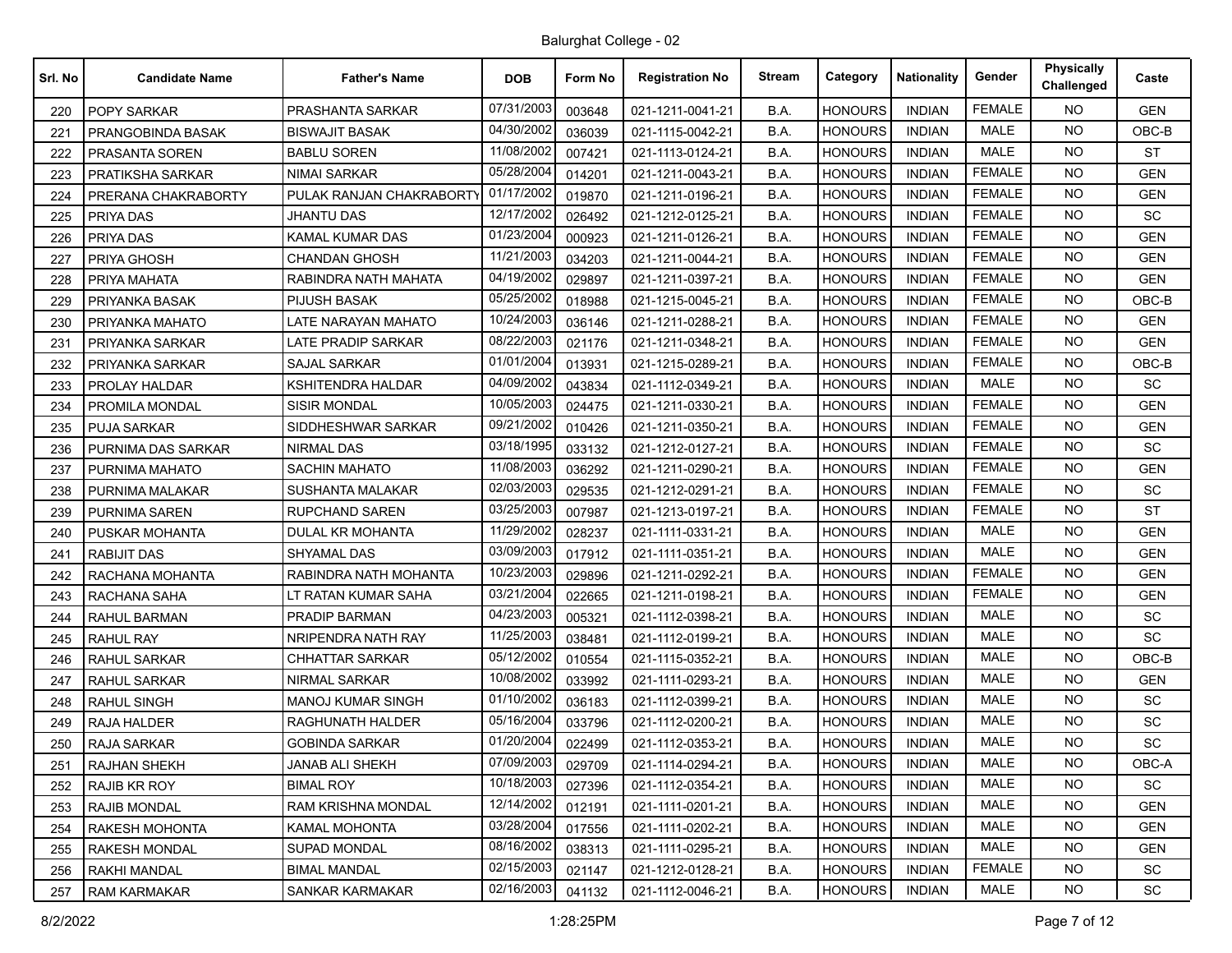Balurghat College - 02

| Srl. No | Candidate Name | Father's Name | DOB | Form No | Registration No | Stream | Category | Nationality | Gender | Physically Challenged | Caste |
|---|---|---|---|---|---|---|---|---|---|---|---|
| 220 | POPY SARKAR | PRASHANTA SARKAR | 07/31/2003 | 003648 | 021-1211-0041-21 | B.A. | HONOURS | INDIAN | FEMALE | NO | GEN |
| 221 | PRANGOBINDA BASAK | BISWAJIT BASAK | 04/30/2002 | 036039 | 021-1115-0042-21 | B.A. | HONOURS | INDIAN | MALE | NO | OBC-B |
| 222 | PRASANTA SOREN | BABLU SOREN | 11/08/2002 | 007421 | 021-1113-0124-21 | B.A. | HONOURS | INDIAN | MALE | NO | ST |
| 223 | PRATIKSHA SARKAR | NIMAI SARKAR | 05/28/2004 | 014201 | 021-1211-0043-21 | B.A. | HONOURS | INDIAN | FEMALE | NO | GEN |
| 224 | PRERANA CHAKRABORTY | PULAK RANJAN CHAKRABORTY | 01/17/2002 | 019870 | 021-1211-0196-21 | B.A. | HONOURS | INDIAN | FEMALE | NO | GEN |
| 225 | PRIYA DAS | JHANTU DAS | 12/17/2002 | 026492 | 021-1212-0125-21 | B.A. | HONOURS | INDIAN | FEMALE | NO | SC |
| 226 | PRIYA DAS | KAMAL KUMAR DAS | 01/23/2004 | 000923 | 021-1211-0126-21 | B.A. | HONOURS | INDIAN | FEMALE | NO | GEN |
| 227 | PRIYA GHOSH | CHANDAN GHOSH | 11/21/2003 | 034203 | 021-1211-0044-21 | B.A. | HONOURS | INDIAN | FEMALE | NO | GEN |
| 228 | PRIYA MAHATA | RABINDRA NATH MAHATA | 04/19/2002 | 029897 | 021-1211-0397-21 | B.A. | HONOURS | INDIAN | FEMALE | NO | GEN |
| 229 | PRIYANKA BASAK | PIJUSH BASAK | 05/25/2002 | 018988 | 021-1215-0045-21 | B.A. | HONOURS | INDIAN | FEMALE | NO | OBC-B |
| 230 | PRIYANKA MAHATO | LATE NARAYAN MAHATO | 10/24/2003 | 036146 | 021-1211-0288-21 | B.A. | HONOURS | INDIAN | FEMALE | NO | GEN |
| 231 | PRIYANKA SARKAR | LATE PRADIP SARKAR | 08/22/2003 | 021176 | 021-1211-0348-21 | B.A. | HONOURS | INDIAN | FEMALE | NO | GEN |
| 232 | PRIYANKA SARKAR | SAJAL SARKAR | 01/01/2004 | 013931 | 021-1215-0289-21 | B.A. | HONOURS | INDIAN | FEMALE | NO | OBC-B |
| 233 | PROLAY HALDAR | KSHITENDRA HALDAR | 04/09/2002 | 043834 | 021-1112-0349-21 | B.A. | HONOURS | INDIAN | MALE | NO | SC |
| 234 | PROMILA MONDAL | SISIR MONDAL | 10/05/2003 | 024475 | 021-1211-0330-21 | B.A. | HONOURS | INDIAN | FEMALE | NO | GEN |
| 235 | PUJA SARKAR | SIDDHESHWAR SARKAR | 09/21/2002 | 010426 | 021-1211-0350-21 | B.A. | HONOURS | INDIAN | FEMALE | NO | GEN |
| 236 | PURNIMA DAS SARKAR | NIRMAL DAS | 03/18/1995 | 033132 | 021-1212-0127-21 | B.A. | HONOURS | INDIAN | FEMALE | NO | SC |
| 237 | PURNIMA MAHATO | SACHIN MAHATO | 11/08/2003 | 036292 | 021-1211-0290-21 | B.A. | HONOURS | INDIAN | FEMALE | NO | GEN |
| 238 | PURNIMA MALAKAR | SUSHANTA MALAKAR | 02/03/2003 | 029535 | 021-1212-0291-21 | B.A. | HONOURS | INDIAN | FEMALE | NO | SC |
| 239 | PURNIMA SAREN | RUPCHAND SAREN | 03/25/2003 | 007987 | 021-1213-0197-21 | B.A. | HONOURS | INDIAN | FEMALE | NO | ST |
| 240 | PUSKAR MOHANTA | DULAL KR MOHANTA | 11/29/2002 | 028237 | 021-1111-0331-21 | B.A. | HONOURS | INDIAN | MALE | NO | GEN |
| 241 | RABIJIT DAS | SHYAMAL DAS | 03/09/2003 | 017912 | 021-1111-0351-21 | B.A. | HONOURS | INDIAN | MALE | NO | GEN |
| 242 | RACHANA MOHANTA | RABINDRA NATH MOHANTA | 10/23/2003 | 029896 | 021-1211-0292-21 | B.A. | HONOURS | INDIAN | FEMALE | NO | GEN |
| 243 | RACHANA SAHA | LT RATAN KUMAR SAHA | 03/21/2004 | 022665 | 021-1211-0198-21 | B.A. | HONOURS | INDIAN | FEMALE | NO | GEN |
| 244 | RAHUL BARMAN | PRADIP BARMAN | 04/23/2003 | 005321 | 021-1112-0398-21 | B.A. | HONOURS | INDIAN | MALE | NO | SC |
| 245 | RAHUL RAY | NRIPENDRA NATH RAY | 11/25/2003 | 038481 | 021-1112-0199-21 | B.A. | HONOURS | INDIAN | MALE | NO | SC |
| 246 | RAHUL SARKAR | CHHATTAR SARKAR | 05/12/2002 | 010554 | 021-1115-0352-21 | B.A. | HONOURS | INDIAN | MALE | NO | OBC-B |
| 247 | RAHUL SARKAR | NIRMAL SARKAR | 10/08/2002 | 033992 | 021-1111-0293-21 | B.A. | HONOURS | INDIAN | MALE | NO | GEN |
| 248 | RAHUL SINGH | MANOJ KUMAR SINGH | 01/10/2002 | 036183 | 021-1112-0399-21 | B.A. | HONOURS | INDIAN | MALE | NO | SC |
| 249 | RAJA HALDER | RAGHUNATH HALDER | 05/16/2004 | 033796 | 021-1112-0200-21 | B.A. | HONOURS | INDIAN | MALE | NO | SC |
| 250 | RAJA SARKAR | GOBINDA SARKAR | 01/20/2004 | 022499 | 021-1112-0353-21 | B.A. | HONOURS | INDIAN | MALE | NO | SC |
| 251 | RAJHAN SHEKH | JANAB ALI SHEKH | 07/09/2003 | 029709 | 021-1114-0294-21 | B.A. | HONOURS | INDIAN | MALE | NO | OBC-A |
| 252 | RAJIB KR ROY | BIMAL ROY | 10/18/2003 | 027396 | 021-1112-0354-21 | B.A. | HONOURS | INDIAN | MALE | NO | SC |
| 253 | RAJIB MONDAL | RAM KRISHNA MONDAL | 12/14/2002 | 012191 | 021-1111-0201-21 | B.A. | HONOURS | INDIAN | MALE | NO | GEN |
| 254 | RAKESH MOHONTA | KAMAL MOHONTA | 03/28/2004 | 017556 | 021-1111-0202-21 | B.A. | HONOURS | INDIAN | MALE | NO | GEN |
| 255 | RAKESH MONDAL | SUPAD MONDAL | 08/16/2002 | 038313 | 021-1111-0295-21 | B.A. | HONOURS | INDIAN | MALE | NO | GEN |
| 256 | RAKHI MANDAL | BIMAL MANDAL | 02/15/2003 | 021147 | 021-1212-0128-21 | B.A. | HONOURS | INDIAN | FEMALE | NO | SC |
| 257 | RAM KARMAKAR | SANKAR KARMAKAR | 02/16/2003 | 041132 | 021-1112-0046-21 | B.A. | HONOURS | INDIAN | MALE | NO | SC |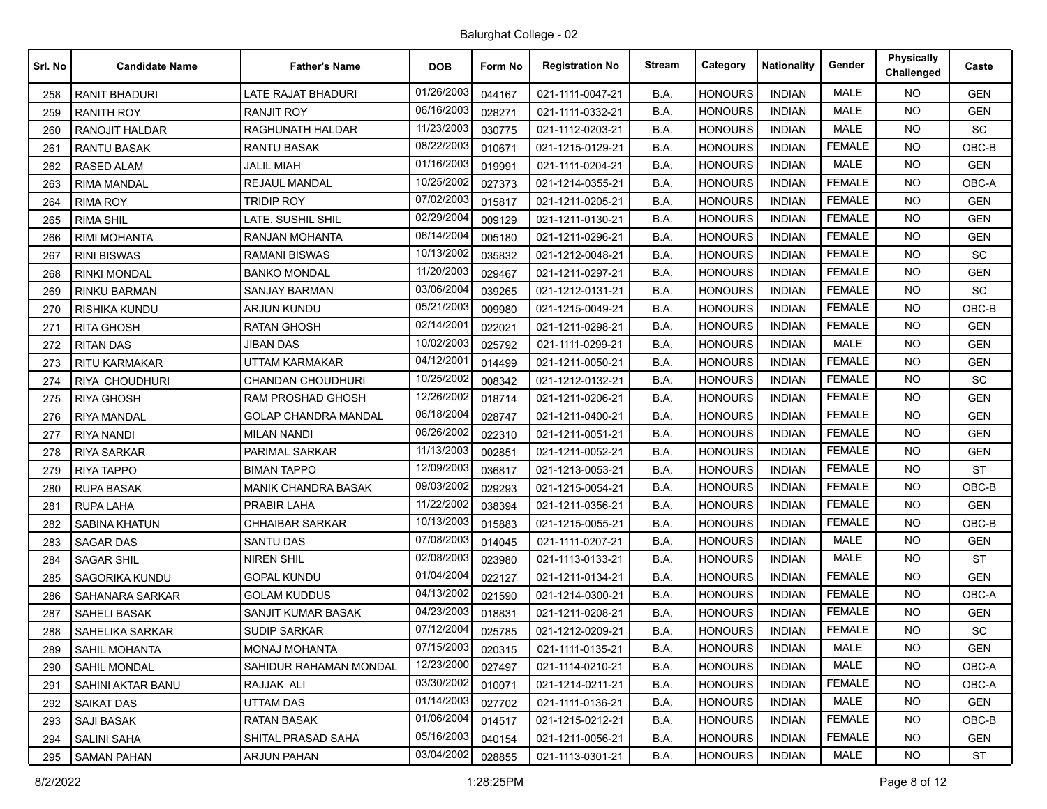Balurghat College - 02

| Srl. No | Candidate Name | Father's Name | DOB | Form No | Registration No | Stream | Category | Nationality | Gender | Physically Challenged | Caste |
|---|---|---|---|---|---|---|---|---|---|---|---|
| 258 | RANIT BHADURI | LATE RAJAT BHADURI | 01/26/2003 | 044167 | 021-1111-0047-21 | B.A. | HONOURS | INDIAN | MALE | NO | GEN |
| 259 | RANITH ROY | RANJIT ROY | 06/16/2003 | 028271 | 021-1111-0332-21 | B.A. | HONOURS | INDIAN | MALE | NO | GEN |
| 260 | RANOJIT HALDAR | RAGHUNATH HALDAR | 11/23/2003 | 030775 | 021-1112-0203-21 | B.A. | HONOURS | INDIAN | MALE | NO | SC |
| 261 | RANTU BASAK | RANTU BASAK | 08/22/2003 | 010671 | 021-1215-0129-21 | B.A. | HONOURS | INDIAN | FEMALE | NO | OBC-B |
| 262 | RASED ALAM | JALIL MIAH | 01/16/2003 | 019991 | 021-1111-0204-21 | B.A. | HONOURS | INDIAN | MALE | NO | GEN |
| 263 | RIMA MANDAL | REJAUL MANDAL | 10/25/2002 | 027373 | 021-1214-0355-21 | B.A. | HONOURS | INDIAN | FEMALE | NO | OBC-A |
| 264 | RIMA ROY | TRIDIP ROY | 07/02/2003 | 015817 | 021-1211-0205-21 | B.A. | HONOURS | INDIAN | FEMALE | NO | GEN |
| 265 | RIMA SHIL | LATE. SUSHIL SHIL | 02/29/2004 | 009129 | 021-1211-0130-21 | B.A. | HONOURS | INDIAN | FEMALE | NO | GEN |
| 266 | RIMI MOHANTA | RANJAN MOHANTA | 06/14/2004 | 005180 | 021-1211-0296-21 | B.A. | HONOURS | INDIAN | FEMALE | NO | GEN |
| 267 | RINI BISWAS | RAMANI BISWAS | 10/13/2002 | 035832 | 021-1212-0048-21 | B.A. | HONOURS | INDIAN | FEMALE | NO | SC |
| 268 | RINKI MONDAL | BANKO MONDAL | 11/20/2003 | 029467 | 021-1211-0297-21 | B.A. | HONOURS | INDIAN | FEMALE | NO | GEN |
| 269 | RINKU BARMAN | SANJAY BARMAN | 03/06/2004 | 039265 | 021-1212-0131-21 | B.A. | HONOURS | INDIAN | FEMALE | NO | SC |
| 270 | RISHIKA KUNDU | ARJUN KUNDU | 05/21/2003 | 009980 | 021-1215-0049-21 | B.A. | HONOURS | INDIAN | FEMALE | NO | OBC-B |
| 271 | RITA GHOSH | RATAN GHOSH | 02/14/2001 | 022021 | 021-1211-0298-21 | B.A. | HONOURS | INDIAN | FEMALE | NO | GEN |
| 272 | RITAN DAS | JIBAN DAS | 10/02/2003 | 025792 | 021-1111-0299-21 | B.A. | HONOURS | INDIAN | MALE | NO | GEN |
| 273 | RITU KARMAKAR | UTTAM KARMAKAR | 04/12/2001 | 014499 | 021-1211-0050-21 | B.A. | HONOURS | INDIAN | FEMALE | NO | GEN |
| 274 | RIYA CHOUDHURI | CHANDAN CHOUDHURI | 10/25/2002 | 008342 | 021-1212-0132-21 | B.A. | HONOURS | INDIAN | FEMALE | NO | SC |
| 275 | RIYA GHOSH | RAM PROSHAD GHOSH | 12/26/2002 | 018714 | 021-1211-0206-21 | B.A. | HONOURS | INDIAN | FEMALE | NO | GEN |
| 276 | RIYA MANDAL | GOLAP CHANDRA MANDAL | 06/18/2004 | 028747 | 021-1211-0400-21 | B.A. | HONOURS | INDIAN | FEMALE | NO | GEN |
| 277 | RIYA NANDI | MILAN NANDI | 06/26/2002 | 022310 | 021-1211-0051-21 | B.A. | HONOURS | INDIAN | FEMALE | NO | GEN |
| 278 | RIYA SARKAR | PARIMAL SARKAR | 11/13/2003 | 002851 | 021-1211-0052-21 | B.A. | HONOURS | INDIAN | FEMALE | NO | GEN |
| 279 | RIYA TAPPO | BIMAN TAPPO | 12/09/2003 | 036817 | 021-1213-0053-21 | B.A. | HONOURS | INDIAN | FEMALE | NO | ST |
| 280 | RUPA BASAK | MANIK CHANDRA BASAK | 09/03/2002 | 029293 | 021-1215-0054-21 | B.A. | HONOURS | INDIAN | FEMALE | NO | OBC-B |
| 281 | RUPA LAHA | PRABIR LAHA | 11/22/2002 | 038394 | 021-1211-0356-21 | B.A. | HONOURS | INDIAN | FEMALE | NO | GEN |
| 282 | SABINA KHATUN | CHHAIBAR SARKAR | 10/13/2003 | 015883 | 021-1215-0055-21 | B.A. | HONOURS | INDIAN | FEMALE | NO | OBC-B |
| 283 | SAGAR DAS | SANTU DAS | 07/08/2003 | 014045 | 021-1111-0207-21 | B.A. | HONOURS | INDIAN | MALE | NO | GEN |
| 284 | SAGAR SHIL | NIREN SHIL | 02/08/2003 | 023980 | 021-1113-0133-21 | B.A. | HONOURS | INDIAN | MALE | NO | ST |
| 285 | SAGORIKA KUNDU | GOPAL KUNDU | 01/04/2004 | 022127 | 021-1211-0134-21 | B.A. | HONOURS | INDIAN | FEMALE | NO | GEN |
| 286 | SAHANARA SARKAR | GOLAM KUDDUS | 04/13/2002 | 021590 | 021-1214-0300-21 | B.A. | HONOURS | INDIAN | FEMALE | NO | OBC-A |
| 287 | SAHELI BASAK | SANJIT KUMAR BASAK | 04/23/2003 | 018831 | 021-1211-0208-21 | B.A. | HONOURS | INDIAN | FEMALE | NO | GEN |
| 288 | SAHELIKA SARKAR | SUDIP SARKAR | 07/12/2004 | 025785 | 021-1212-0209-21 | B.A. | HONOURS | INDIAN | FEMALE | NO | SC |
| 289 | SAHIL MOHANTA | MONAJ MOHANTA | 07/15/2003 | 020315 | 021-1111-0135-21 | B.A. | HONOURS | INDIAN | MALE | NO | GEN |
| 290 | SAHIL MONDAL | SAHIDUR RAHAMAN MONDAL | 12/23/2000 | 027497 | 021-1114-0210-21 | B.A. | HONOURS | INDIAN | MALE | NO | OBC-A |
| 291 | SAHINI AKTAR BANU | RAJJAK ALI | 03/30/2002 | 010071 | 021-1214-0211-21 | B.A. | HONOURS | INDIAN | FEMALE | NO | OBC-A |
| 292 | SAIKAT DAS | UTTAM DAS | 01/14/2003 | 027702 | 021-1111-0136-21 | B.A. | HONOURS | INDIAN | MALE | NO | GEN |
| 293 | SAJI BASAK | RATAN BASAK | 01/06/2004 | 014517 | 021-1215-0212-21 | B.A. | HONOURS | INDIAN | FEMALE | NO | OBC-B |
| 294 | SALINI SAHA | SHITAL PRASAD SAHA | 05/16/2003 | 040154 | 021-1211-0056-21 | B.A. | HONOURS | INDIAN | FEMALE | NO | GEN |
| 295 | SAMAN PAHAN | ARJUN PAHAN | 03/04/2002 | 028855 | 021-1113-0301-21 | B.A. | HONOURS | INDIAN | MALE | NO | ST |

8/2/2022 1:28:25PM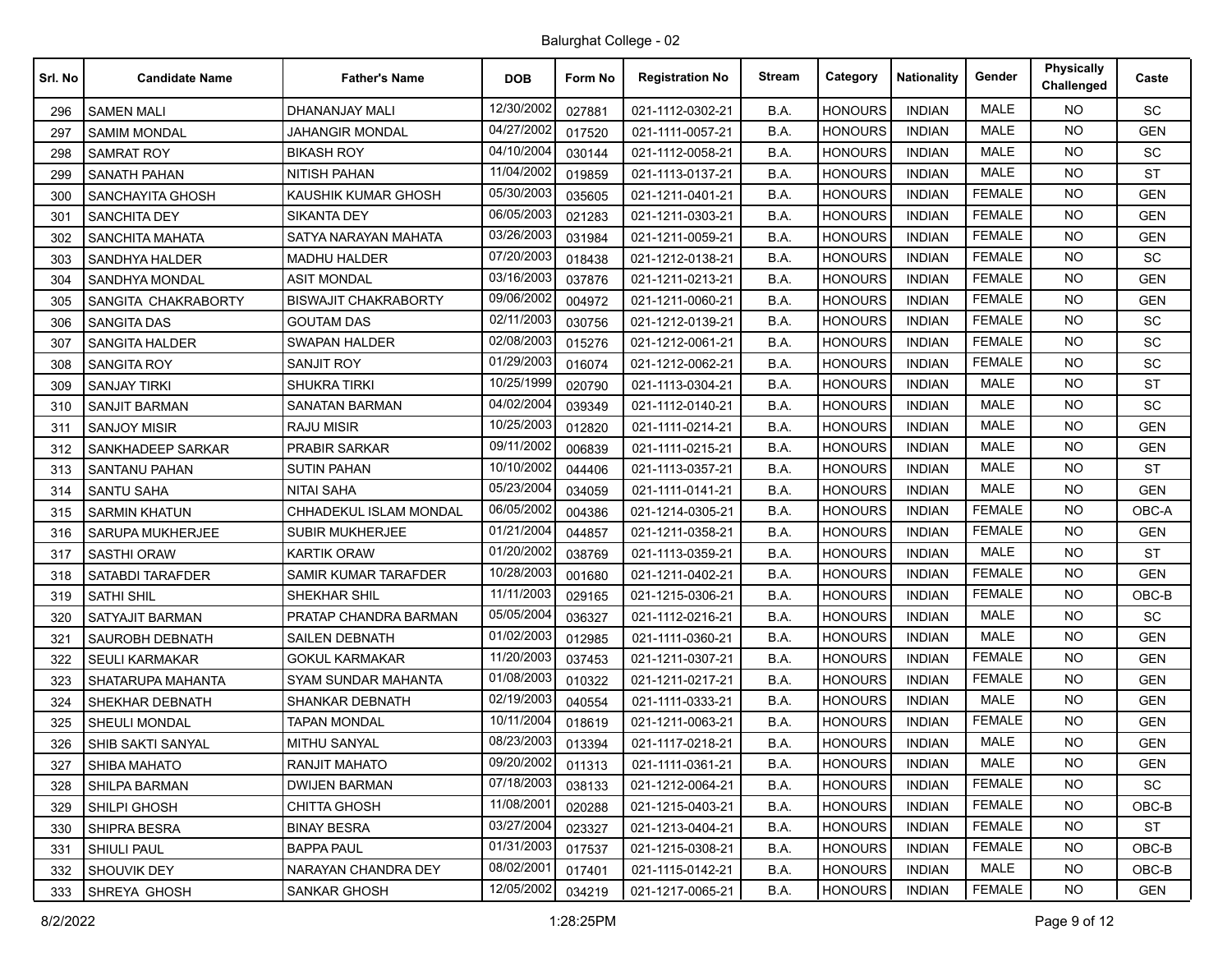Balurghat College - 02

| Srl. No | Candidate Name | Father's Name | DOB | Form No | Registration No | Stream | Category | Nationality | Gender | Physically Challenged | Caste |
|---|---|---|---|---|---|---|---|---|---|---|---|
| 296 | SAMEN MALI | DHANANJAY MALI | 12/30/2002 | 027881 | 021-1112-0302-21 | B.A. | HONOURS | INDIAN | MALE | NO | SC |
| 297 | SAMIM MONDAL | JAHANGIR MONDAL | 04/27/2002 | 017520 | 021-1111-0057-21 | B.A. | HONOURS | INDIAN | MALE | NO | GEN |
| 298 | SAMRAT ROY | BIKASH ROY | 04/10/2004 | 030144 | 021-1112-0058-21 | B.A. | HONOURS | INDIAN | MALE | NO | SC |
| 299 | SANATH PAHAN | NITISH PAHAN | 11/04/2002 | 019859 | 021-1113-0137-21 | B.A. | HONOURS | INDIAN | MALE | NO | ST |
| 300 | SANCHAYITA GHOSH | KAUSHIK KUMAR GHOSH | 05/30/2003 | 035605 | 021-1211-0401-21 | B.A. | HONOURS | INDIAN | FEMALE | NO | GEN |
| 301 | SANCHITA DEY | SIKANTA DEY | 06/05/2003 | 021283 | 021-1211-0303-21 | B.A. | HONOURS | INDIAN | FEMALE | NO | GEN |
| 302 | SANCHITA MAHATA | SATYA NARAYAN MAHATA | 03/26/2003 | 031984 | 021-1211-0059-21 | B.A. | HONOURS | INDIAN | FEMALE | NO | GEN |
| 303 | SANDHYA HALDER | MADHU HALDER | 07/20/2003 | 018438 | 021-1212-0138-21 | B.A. | HONOURS | INDIAN | FEMALE | NO | SC |
| 304 | SANDHYA MONDAL | ASIT MONDAL | 03/16/2003 | 037876 | 021-1211-0213-21 | B.A. | HONOURS | INDIAN | FEMALE | NO | GEN |
| 305 | SANGITA CHAKRABORTY | BISWAJIT CHAKRABORTY | 09/06/2002 | 004972 | 021-1211-0060-21 | B.A. | HONOURS | INDIAN | FEMALE | NO | GEN |
| 306 | SANGITA DAS | GOUTAM DAS | 02/11/2003 | 030756 | 021-1212-0139-21 | B.A. | HONOURS | INDIAN | FEMALE | NO | SC |
| 307 | SANGITA HALDER | SWAPAN HALDER | 02/08/2003 | 015276 | 021-1212-0061-21 | B.A. | HONOURS | INDIAN | FEMALE | NO | SC |
| 308 | SANGITA ROY | SANJIT ROY | 01/29/2003 | 016074 | 021-1212-0062-21 | B.A. | HONOURS | INDIAN | FEMALE | NO | SC |
| 309 | SANJAY TIRKI | SHUKRA TIRKI | 10/25/1999 | 020790 | 021-1113-0304-21 | B.A. | HONOURS | INDIAN | MALE | NO | ST |
| 310 | SANJIT BARMAN | SANATAN BARMAN | 04/02/2004 | 039349 | 021-1112-0140-21 | B.A. | HONOURS | INDIAN | MALE | NO | SC |
| 311 | SANJOY MISIR | RAJU MISIR | 10/25/2003 | 012820 | 021-1111-0214-21 | B.A. | HONOURS | INDIAN | MALE | NO | GEN |
| 312 | SANKHADEEP SARKAR | PRABIR SARKAR | 09/11/2002 | 006839 | 021-1111-0215-21 | B.A. | HONOURS | INDIAN | MALE | NO | GEN |
| 313 | SANTANU PAHAN | SUTIN PAHAN | 10/10/2002 | 044406 | 021-1113-0357-21 | B.A. | HONOURS | INDIAN | MALE | NO | ST |
| 314 | SANTU SAHA | NITAI SAHA | 05/23/2004 | 034059 | 021-1111-0141-21 | B.A. | HONOURS | INDIAN | MALE | NO | GEN |
| 315 | SARMIN KHATUN | CHHADEKUL ISLAM MONDAL | 06/05/2002 | 004386 | 021-1214-0305-21 | B.A. | HONOURS | INDIAN | FEMALE | NO | OBC-A |
| 316 | SARUPA MUKHERJEE | SUBIR MUKHERJEE | 01/21/2004 | 044857 | 021-1211-0358-21 | B.A. | HONOURS | INDIAN | FEMALE | NO | GEN |
| 317 | SASTHI ORAW | KARTIK ORAW | 01/20/2002 | 038769 | 021-1113-0359-21 | B.A. | HONOURS | INDIAN | MALE | NO | ST |
| 318 | SATABDI TARAFDER | SAMIR KUMAR TARAFDER | 10/28/2003 | 001680 | 021-1211-0402-21 | B.A. | HONOURS | INDIAN | FEMALE | NO | GEN |
| 319 | SATHI SHIL | SHEKHAR SHIL | 11/11/2003 | 029165 | 021-1215-0306-21 | B.A. | HONOURS | INDIAN | FEMALE | NO | OBC-B |
| 320 | SATYAJIT BARMAN | PRATAP CHANDRA BARMAN | 05/05/2004 | 036327 | 021-1112-0216-21 | B.A. | HONOURS | INDIAN | MALE | NO | SC |
| 321 | SAUROBH DEBNATH | SAILEN DEBNATH | 01/02/2003 | 012985 | 021-1111-0360-21 | B.A. | HONOURS | INDIAN | MALE | NO | GEN |
| 322 | SEULI KARMAKAR | GOKUL KARMAKAR | 11/20/2003 | 037453 | 021-1211-0307-21 | B.A. | HONOURS | INDIAN | FEMALE | NO | GEN |
| 323 | SHATARUPA MAHANTA | SYAM SUNDAR MAHANTA | 01/08/2003 | 010322 | 021-1211-0217-21 | B.A. | HONOURS | INDIAN | FEMALE | NO | GEN |
| 324 | SHEKHAR DEBNATH | SHANKAR DEBNATH | 02/19/2003 | 040554 | 021-1111-0333-21 | B.A. | HONOURS | INDIAN | MALE | NO | GEN |
| 325 | SHEULI MONDAL | TAPAN MONDAL | 10/11/2004 | 018619 | 021-1211-0063-21 | B.A. | HONOURS | INDIAN | FEMALE | NO | GEN |
| 326 | SHIB SAKTI SANYAL | MITHU SANYAL | 08/23/2003 | 013394 | 021-1117-0218-21 | B.A. | HONOURS | INDIAN | MALE | NO | GEN |
| 327 | SHIBA MAHATO | RANJIT MAHATO | 09/20/2002 | 011313 | 021-1111-0361-21 | B.A. | HONOURS | INDIAN | MALE | NO | GEN |
| 328 | SHILPA BARMAN | DWIJEN BARMAN | 07/18/2003 | 038133 | 021-1212-0064-21 | B.A. | HONOURS | INDIAN | FEMALE | NO | SC |
| 329 | SHILPI GHOSH | CHITTA GHOSH | 11/08/2001 | 020288 | 021-1215-0403-21 | B.A. | HONOURS | INDIAN | FEMALE | NO | OBC-B |
| 330 | SHIPRA BESRA | BINAY BESRA | 03/27/2004 | 023327 | 021-1213-0404-21 | B.A. | HONOURS | INDIAN | FEMALE | NO | ST |
| 331 | SHIULI PAUL | BAPPA PAUL | 01/31/2003 | 017537 | 021-1215-0308-21 | B.A. | HONOURS | INDIAN | FEMALE | NO | OBC-B |
| 332 | SHOUVIK DEY | NARAYAN CHANDRA DEY | 08/02/2001 | 017401 | 021-1115-0142-21 | B.A. | HONOURS | INDIAN | MALE | NO | OBC-B |
| 333 | SHREYA GHOSH | SANKAR GHOSH | 12/05/2002 | 034219 | 021-1217-0065-21 | B.A. | HONOURS | INDIAN | FEMALE | NO | GEN |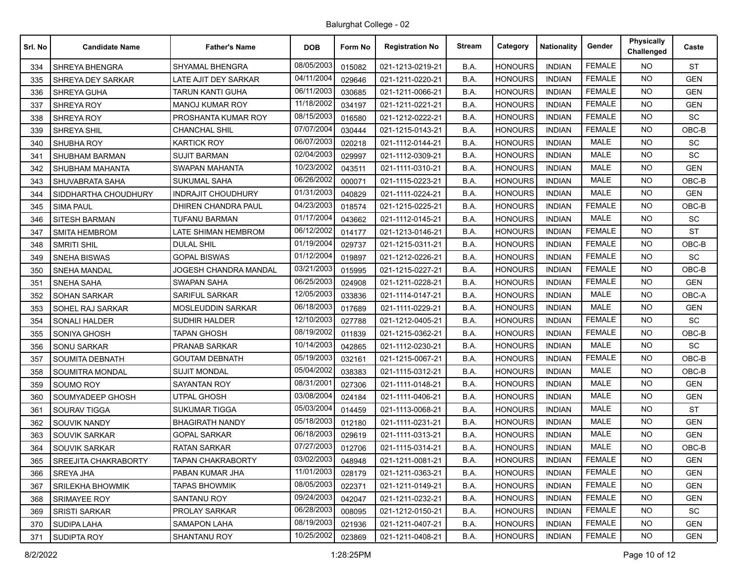Balurghat College - 02

| Srl. No | Candidate Name | Father's Name | DOB | Form No | Registration No | Stream | Category | Nationality | Gender | Physically Challenged | Caste |
|---|---|---|---|---|---|---|---|---|---|---|---|
| 334 | SHREYA BHENGRA | SHYAMAL BHENGRA | 08/05/2003 | 015082 | 021-1213-0219-21 | B.A. | HONOURS | INDIAN | FEMALE | NO | ST |
| 335 | SHREYA DEY SARKAR | LATE AJIT DEY SARKAR | 04/11/2004 | 029646 | 021-1211-0220-21 | B.A. | HONOURS | INDIAN | FEMALE | NO | GEN |
| 336 | SHREYA GUHA | TARUN KANTI GUHA | 06/11/2003 | 030685 | 021-1211-0066-21 | B.A. | HONOURS | INDIAN | FEMALE | NO | GEN |
| 337 | SHREYA ROY | MANOJ KUMAR ROY | 11/18/2002 | 034197 | 021-1211-0221-21 | B.A. | HONOURS | INDIAN | FEMALE | NO | GEN |
| 338 | SHREYA ROY | PROSHANTA KUMAR ROY | 08/15/2003 | 016580 | 021-1212-0222-21 | B.A. | HONOURS | INDIAN | FEMALE | NO | SC |
| 339 | SHREYA SHIL | CHANCHAL SHIL | 07/07/2004 | 030444 | 021-1215-0143-21 | B.A. | HONOURS | INDIAN | FEMALE | NO | OBC-B |
| 340 | SHUBHA ROY | KARTICK ROY | 06/07/2003 | 020218 | 021-1112-0144-21 | B.A. | HONOURS | INDIAN | MALE | NO | SC |
| 341 | SHUBHAM BARMAN | SUJIT BARMAN | 02/04/2003 | 029997 | 021-1112-0309-21 | B.A. | HONOURS | INDIAN | MALE | NO | SC |
| 342 | SHUBHAM MAHANTA | SWAPAN MAHANTA | 10/23/2002 | 043511 | 021-1111-0310-21 | B.A. | HONOURS | INDIAN | MALE | NO | GEN |
| 343 | SHUVABRATA SAHA | SUKUMAL SAHA | 06/26/2002 | 000071 | 021-1115-0223-21 | B.A. | HONOURS | INDIAN | MALE | NO | OBC-B |
| 344 | SIDDHARTHA CHOUDHURY | INDRAJIT CHOUDHURY | 01/31/2003 | 040829 | 021-1111-0224-21 | B.A. | HONOURS | INDIAN | MALE | NO | GEN |
| 345 | SIMA PAUL | DHIREN CHANDRA PAUL | 04/23/2003 | 018574 | 021-1215-0225-21 | B.A. | HONOURS | INDIAN | FEMALE | NO | OBC-B |
| 346 | SITESH BARMAN | TUFANU BARMAN | 01/17/2004 | 043662 | 021-1112-0145-21 | B.A. | HONOURS | INDIAN | MALE | NO | SC |
| 347 | SMITA HEMBROM | LATE SHIMAN HEMBROM | 06/12/2002 | 014177 | 021-1213-0146-21 | B.A. | HONOURS | INDIAN | FEMALE | NO | ST |
| 348 | SMRITI SHIL | DULAL SHIL | 01/19/2004 | 029737 | 021-1215-0311-21 | B.A. | HONOURS | INDIAN | FEMALE | NO | OBC-B |
| 349 | SNEHA BISWAS | GOPAL BISWAS | 01/12/2004 | 019897 | 021-1212-0226-21 | B.A. | HONOURS | INDIAN | FEMALE | NO | SC |
| 350 | SNEHA MANDAL | JOGESH CHANDRA MANDAL | 03/21/2003 | 015995 | 021-1215-0227-21 | B.A. | HONOURS | INDIAN | FEMALE | NO | OBC-B |
| 351 | SNEHA SAHA | SWAPAN SAHA | 06/25/2003 | 024908 | 021-1211-0228-21 | B.A. | HONOURS | INDIAN | FEMALE | NO | GEN |
| 352 | SOHAN SARKAR | SARIFUL SARKAR | 12/05/2003 | 033836 | 021-1114-0147-21 | B.A. | HONOURS | INDIAN | MALE | NO | OBC-A |
| 353 | SOHEL RAJ SARKAR | MOSLEUDDIN SARKAR | 06/18/2003 | 017689 | 021-1111-0229-21 | B.A. | HONOURS | INDIAN | MALE | NO | GEN |
| 354 | SONALI HALDER | SUDHIR HALDER | 12/10/2003 | 027788 | 021-1212-0405-21 | B.A. | HONOURS | INDIAN | FEMALE | NO | SC |
| 355 | SONIYA GHOSH | TAPAN GHOSH | 08/19/2002 | 011839 | 021-1215-0362-21 | B.A. | HONOURS | INDIAN | FEMALE | NO | OBC-B |
| 356 | SONU SARKAR | PRANAB SARKAR | 10/14/2003 | 042865 | 021-1112-0230-21 | B.A. | HONOURS | INDIAN | MALE | NO | SC |
| 357 | SOUMITA DEBNATH | GOUTAM DEBNATH | 05/19/2003 | 032161 | 021-1215-0067-21 | B.A. | HONOURS | INDIAN | FEMALE | NO | OBC-B |
| 358 | SOUMITRA MONDAL | SUJIT MONDAL | 05/04/2002 | 038383 | 021-1115-0312-21 | B.A. | HONOURS | INDIAN | MALE | NO | OBC-B |
| 359 | SOUMO ROY | SAYANTAN ROY | 08/31/2001 | 027306 | 021-1111-0148-21 | B.A. | HONOURS | INDIAN | MALE | NO | GEN |
| 360 | SOUMYADEEP GHOSH | UTPAL GHOSH | 03/08/2004 | 024184 | 021-1111-0406-21 | B.A. | HONOURS | INDIAN | MALE | NO | GEN |
| 361 | SOURAV TIGGA | SUKUMAR TIGGA | 05/03/2004 | 014459 | 021-1113-0068-21 | B.A. | HONOURS | INDIAN | MALE | NO | ST |
| 362 | SOUVIK NANDY | BHAGIRATH NANDY | 05/18/2003 | 012180 | 021-1111-0231-21 | B.A. | HONOURS | INDIAN | MALE | NO | GEN |
| 363 | SOUVIK SARKAR | GOPAL SARKAR | 06/18/2003 | 029619 | 021-1111-0313-21 | B.A. | HONOURS | INDIAN | MALE | NO | GEN |
| 364 | SOUVIK SARKAR | RATAN SARKAR | 07/27/2003 | 012706 | 021-1115-0314-21 | B.A. | HONOURS | INDIAN | MALE | NO | OBC-B |
| 365 | SREEJITA CHAKRABORTY | TAPAN CHAKRABORTY | 03/02/2003 | 048948 | 021-1211-0081-21 | B.A. | HONOURS | INDIAN | FEMALE | NO | GEN |
| 366 | SREYA JHA | PABAN KUMAR JHA | 11/01/2003 | 028179 | 021-1211-0363-21 | B.A. | HONOURS | INDIAN | FEMALE | NO | GEN |
| 367 | SRILEKHA BHOWMIK | TAPAS BHOWMIK | 08/05/2003 | 022371 | 021-1211-0149-21 | B.A. | HONOURS | INDIAN | FEMALE | NO | GEN |
| 368 | SRIMAYEE ROY | SANTANU ROY | 09/24/2003 | 042047 | 021-1211-0232-21 | B.A. | HONOURS | INDIAN | FEMALE | NO | GEN |
| 369 | SRISTI SARKAR | PROLAY SARKAR | 06/28/2003 | 008095 | 021-1212-0150-21 | B.A. | HONOURS | INDIAN | FEMALE | NO | SC |
| 370 | SUDIPA LAHA | SAMAPON LAHA | 08/19/2003 | 021936 | 021-1211-0407-21 | B.A. | HONOURS | INDIAN | FEMALE | NO | GEN |
| 371 | SUDIPTA ROY | SHANTANU ROY | 10/25/2002 | 023869 | 021-1211-0408-21 | B.A. | HONOURS | INDIAN | FEMALE | NO | GEN |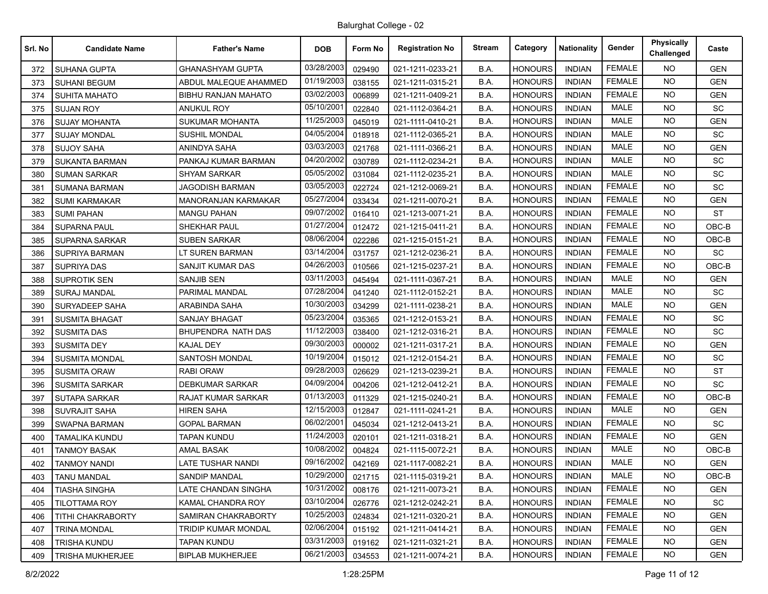Balurghat College - 02

| Srl. No | Candidate Name | Father's Name | DOB | Form No | Registration No | Stream | Category | Nationality | Gender | Physically Challenged | Caste |
|---|---|---|---|---|---|---|---|---|---|---|---|
| 372 | SUHANA GUPTA | GHANASHYAM GUPTA | 03/28/2003 | 029490 | 021-1211-0233-21 | B.A. | HONOURS | INDIAN | FEMALE | NO | GEN |
| 373 | SUHANI BEGUM | ABDUL MALEQUE AHAMMED | 01/19/2003 | 038155 | 021-1211-0315-21 | B.A. | HONOURS | INDIAN | FEMALE | NO | GEN |
| 374 | SUHITA MAHATO | BIBHU RANJAN MAHATO | 03/02/2003 | 006899 | 021-1211-0409-21 | B.A. | HONOURS | INDIAN | FEMALE | NO | GEN |
| 375 | SUJAN ROY | ANUKUL ROY | 05/10/2001 | 022840 | 021-1112-0364-21 | B.A. | HONOURS | INDIAN | MALE | NO | SC |
| 376 | SUJAY MOHANTA | SUKUMAR MOHANTA | 11/25/2003 | 045019 | 021-1111-0410-21 | B.A. | HONOURS | INDIAN | MALE | NO | GEN |
| 377 | SUJAY MONDAL | SUSHIL MONDAL | 04/05/2004 | 018918 | 021-1112-0365-21 | B.A. | HONOURS | INDIAN | MALE | NO | SC |
| 378 | SUJOY SAHA | ANINDYA SAHA | 03/03/2003 | 021768 | 021-1111-0366-21 | B.A. | HONOURS | INDIAN | MALE | NO | GEN |
| 379 | SUKANTA BARMAN | PANKAJ KUMAR BARMAN | 04/20/2002 | 030789 | 021-1112-0234-21 | B.A. | HONOURS | INDIAN | MALE | NO | SC |
| 380 | SUMAN SARKAR | SHYAM SARKAR | 05/05/2002 | 031084 | 021-1112-0235-21 | B.A. | HONOURS | INDIAN | MALE | NO | SC |
| 381 | SUMANA BARMAN | JAGODISH BARMAN | 03/05/2003 | 022724 | 021-1212-0069-21 | B.A. | HONOURS | INDIAN | FEMALE | NO | SC |
| 382 | SUMI KARMAKAR | MANORANJAN KARMAKAR | 05/27/2004 | 033434 | 021-1211-0070-21 | B.A. | HONOURS | INDIAN | FEMALE | NO | GEN |
| 383 | SUMI PAHAN | MANGU PAHAN | 09/07/2002 | 016410 | 021-1213-0071-21 | B.A. | HONOURS | INDIAN | FEMALE | NO | ST |
| 384 | SUPARNA PAUL | SHEKHAR PAUL | 01/27/2004 | 012472 | 021-1215-0411-21 | B.A. | HONOURS | INDIAN | FEMALE | NO | OBC-B |
| 385 | SUPARNA SARKAR | SUBEN SARKAR | 08/06/2004 | 022286 | 021-1215-0151-21 | B.A. | HONOURS | INDIAN | FEMALE | NO | OBC-B |
| 386 | SUPRIYA BARMAN | LT SUREN BARMAN | 03/14/2004 | 031757 | 021-1212-0236-21 | B.A. | HONOURS | INDIAN | FEMALE | NO | SC |
| 387 | SUPRIYA DAS | SANJIT KUMAR DAS | 04/26/2003 | 010566 | 021-1215-0237-21 | B.A. | HONOURS | INDIAN | FEMALE | NO | OBC-B |
| 388 | SUPROTIK SEN | SANJIB SEN | 03/11/2003 | 045494 | 021-1111-0367-21 | B.A. | HONOURS | INDIAN | MALE | NO | GEN |
| 389 | SURAJ MANDAL | PARIMAL MANDAL | 07/28/2004 | 041240 | 021-1112-0152-21 | B.A. | HONOURS | INDIAN | MALE | NO | SC |
| 390 | SURYADEEP SAHA | ARABINDA SAHA | 10/30/2003 | 034299 | 021-1111-0238-21 | B.A. | HONOURS | INDIAN | MALE | NO | GEN |
| 391 | SUSMITA BHAGAT | SANJAY BHAGAT | 05/23/2004 | 035365 | 021-1212-0153-21 | B.A. | HONOURS | INDIAN | FEMALE | NO | SC |
| 392 | SUSMITA DAS | BHUPENDRA NATH DAS | 11/12/2003 | 038400 | 021-1212-0316-21 | B.A. | HONOURS | INDIAN | FEMALE | NO | SC |
| 393 | SUSMITA DEY | KAJAL DEY | 09/30/2003 | 000002 | 021-1211-0317-21 | B.A. | HONOURS | INDIAN | FEMALE | NO | GEN |
| 394 | SUSMITA MONDAL | SANTOSH MONDAL | 10/19/2004 | 015012 | 021-1212-0154-21 | B.A. | HONOURS | INDIAN | FEMALE | NO | SC |
| 395 | SUSMITA ORAW | RABI ORAW | 09/28/2003 | 026629 | 021-1213-0239-21 | B.A. | HONOURS | INDIAN | FEMALE | NO | ST |
| 396 | SUSMITA SARKAR | DEBKUMAR SARKAR | 04/09/2004 | 004206 | 021-1212-0412-21 | B.A. | HONOURS | INDIAN | FEMALE | NO | SC |
| 397 | SUTAPA SARKAR | RAJAT KUMAR SARKAR | 01/13/2003 | 011329 | 021-1215-0240-21 | B.A. | HONOURS | INDIAN | FEMALE | NO | OBC-B |
| 398 | SUVRAJIT SAHA | HIREN SAHA | 12/15/2003 | 012847 | 021-1111-0241-21 | B.A. | HONOURS | INDIAN | MALE | NO | GEN |
| 399 | SWAPNA BARMAN | GOPAL BARMAN | 06/02/2001 | 045034 | 021-1212-0413-21 | B.A. | HONOURS | INDIAN | FEMALE | NO | SC |
| 400 | TAMALIKA KUNDU | TAPAN KUNDU | 11/24/2003 | 020101 | 021-1211-0318-21 | B.A. | HONOURS | INDIAN | FEMALE | NO | GEN |
| 401 | TANMOY BASAK | AMAL BASAK | 10/08/2002 | 004824 | 021-1115-0072-21 | B.A. | HONOURS | INDIAN | MALE | NO | OBC-B |
| 402 | TANMOY NANDI | LATE TUSHAR NANDI | 09/16/2002 | 042169 | 021-1117-0082-21 | B.A. | HONOURS | INDIAN | MALE | NO | GEN |
| 403 | TANU MANDAL | SANDIP MANDAL | 10/29/2000 | 021715 | 021-1115-0319-21 | B.A. | HONOURS | INDIAN | MALE | NO | OBC-B |
| 404 | TIASHA SINGHA | LATE CHANDAN SINGHA | 10/31/2002 | 008176 | 021-1211-0073-21 | B.A. | HONOURS | INDIAN | FEMALE | NO | GEN |
| 405 | TILOTTAMA ROY | KAMAL CHANDRA ROY | 03/10/2004 | 026776 | 021-1212-0242-21 | B.A. | HONOURS | INDIAN | FEMALE | NO | SC |
| 406 | TITHI CHAKRABORTY | SAMIRAN CHAKRABORTY | 10/25/2003 | 024834 | 021-1211-0320-21 | B.A. | HONOURS | INDIAN | FEMALE | NO | GEN |
| 407 | TRINA MONDAL | TRIDIP KUMAR MONDAL | 02/06/2004 | 015192 | 021-1211-0414-21 | B.A. | HONOURS | INDIAN | FEMALE | NO | GEN |
| 408 | TRISHA KUNDU | TAPAN KUNDU | 03/31/2003 | 019162 | 021-1211-0321-21 | B.A. | HONOURS | INDIAN | FEMALE | NO | GEN |
| 409 | TRISHA MUKHERJEE | BIPLAB MUKHERJEE | 06/21/2003 | 034553 | 021-1211-0074-21 | B.A. | HONOURS | INDIAN | FEMALE | NO | GEN |

8/2/2022 1:28:25PM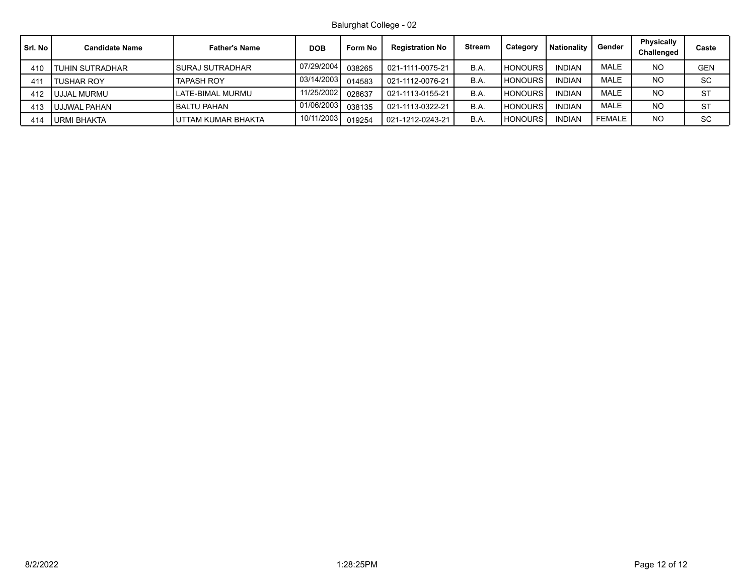Balurghat College - 02

| Srl. No | Candidate Name | Father's Name | DOB | Form No | Registration No | Stream | Category | Nationality | Gender | Physically Challenged | Caste |
|---|---|---|---|---|---|---|---|---|---|---|---|
| 410 | TUHIN SUTRADHAR | SURAJ SUTRADHAR | 07/29/2004 | 038265 | 021-1111-0075-21 | B.A. | HONOURS | INDIAN | MALE | NO | GEN |
| 411 | TUSHAR ROY | TAPASH ROY | 03/14/2003 | 014583 | 021-1112-0076-21 | B.A. | HONOURS | INDIAN | MALE | NO | SC |
| 412 | UJJAL MURMU | LATE-BIMAL MURMU | 11/25/2002 | 028637 | 021-1113-0155-21 | B.A. | HONOURS | INDIAN | MALE | NO | ST |
| 413 | UJJWAL PAHAN | BALTU PAHAN | 01/06/2003 | 038135 | 021-1113-0322-21 | B.A. | HONOURS | INDIAN | MALE | NO | ST |
| 414 | URMI BHAKTA | UTTAM KUMAR BHAKTA | 10/11/2003 | 019254 | 021-1212-0243-21 | B.A. | HONOURS | INDIAN | FEMALE | NO | SC |

8/2/2022 1:28:25PM